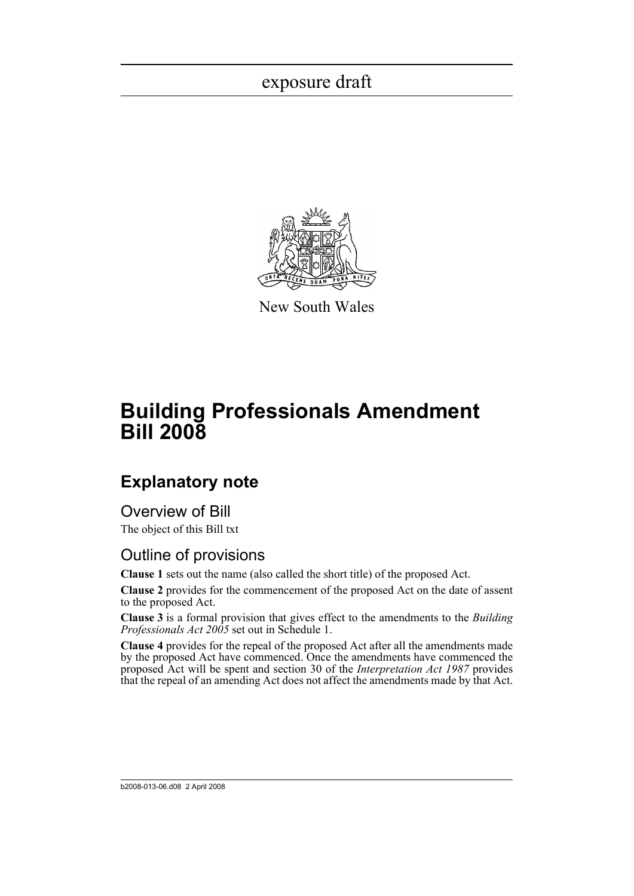exposure draft

New South Wales

# Building Professionals Amendment Bill 2008

## Explanatory note

### Overview of Bill

The object of this Bill txt

### Outline of provisions

**Clause 1** sets out the name (also called the short title) of the proposed Act.

**Clause 2** provides for the commencement of the proposed Act on the date of assent to the proposed Act.

**Clause 3** is a formal provision that gives effect to the amendments to the *Building Professionals Act 2005* set out in Schedule 1.

**Clause 4** provides for the repeal of the proposed Act after all the amendments made by the proposed Act have commenced. Once the amendments have commenced the proposed Act will be spent and section 30 of the *Interpretation Act 1987* provides that the repeal of an amending Act does not affect the amendments made by that Act.

b2008-013-06.d08 2 April 2008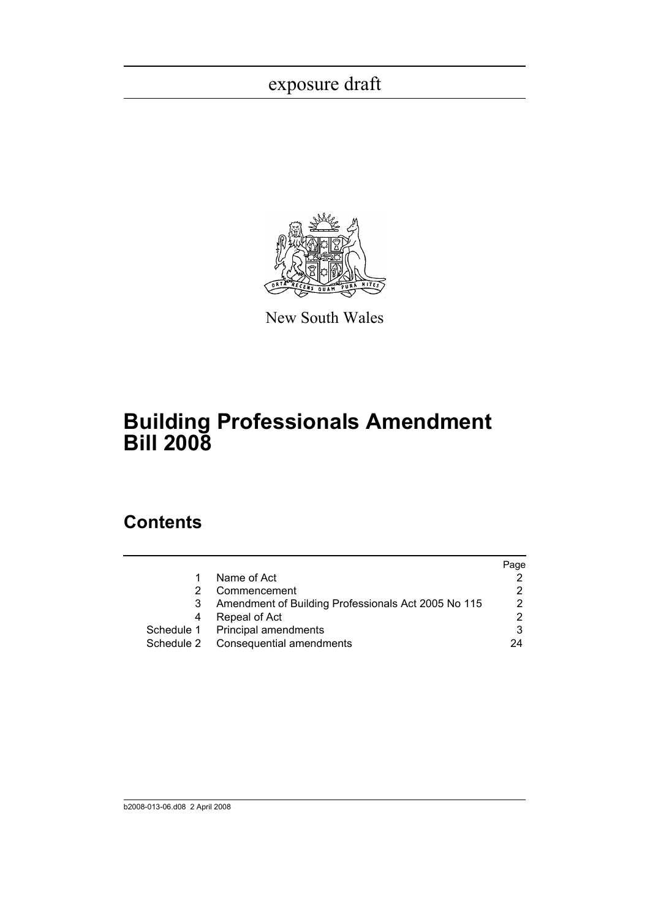exposure draft

New South Wales

# Building Professionals Amendment Bill 2008

## Contents

| | | Page |
|---|---|---|
| 1 | Name of Act | 2 |
| 2 | Commencement | 2 |
| 3 | Amendment of Building Professionals Act 2005 No 115 | 2 |
| 4 | Repeal of Act | 2 |
| Schedule 1 | Principal amendments | 3 |
| Schedule 2 | Consequential amendments | 24 |

b2008-013-06.d08 2 April 2008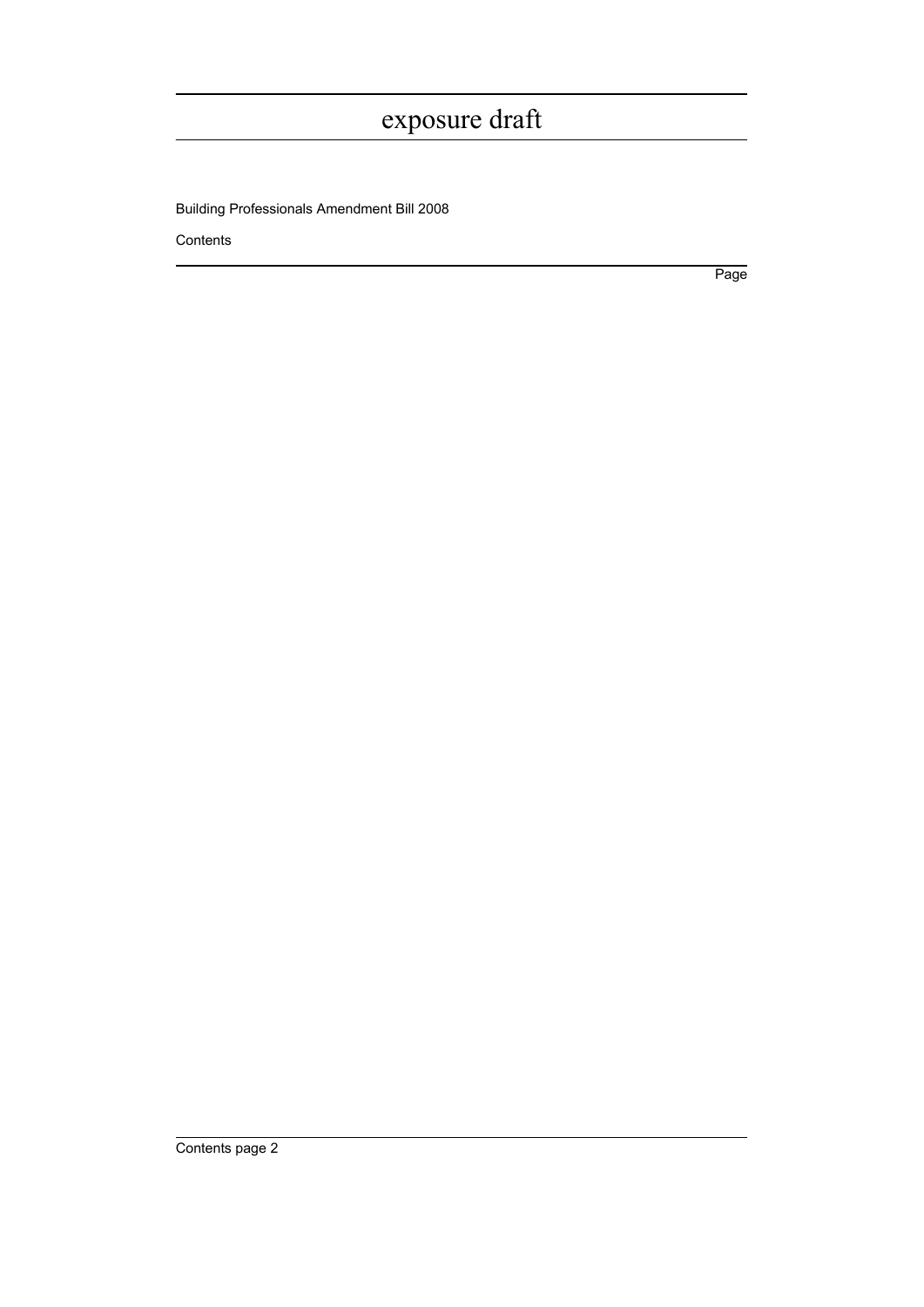Building Professionals Amendment Bill 2008

Contents

Page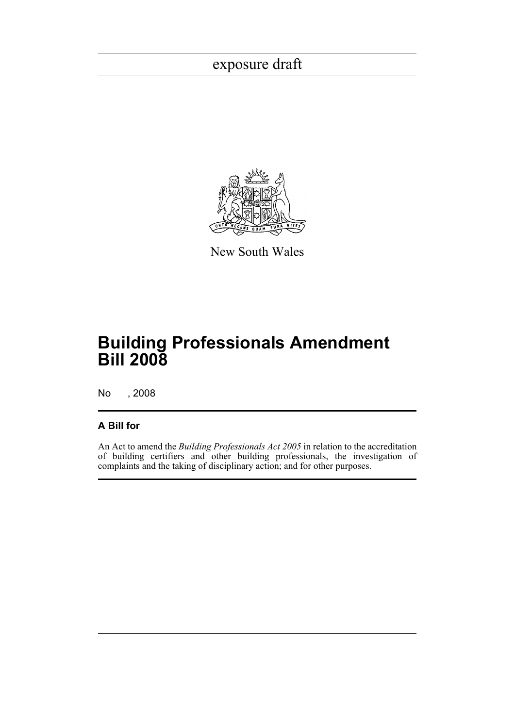exposure draft

New South Wales

# Building Professionals Amendment Bill 2008

No , 2008

## A Bill for

An Act to amend the *Building Professionals Act 2005* in relation to the accreditation of building certifiers and other building professionals, the investigation of complaints and the taking of disciplinary action; and for other purposes.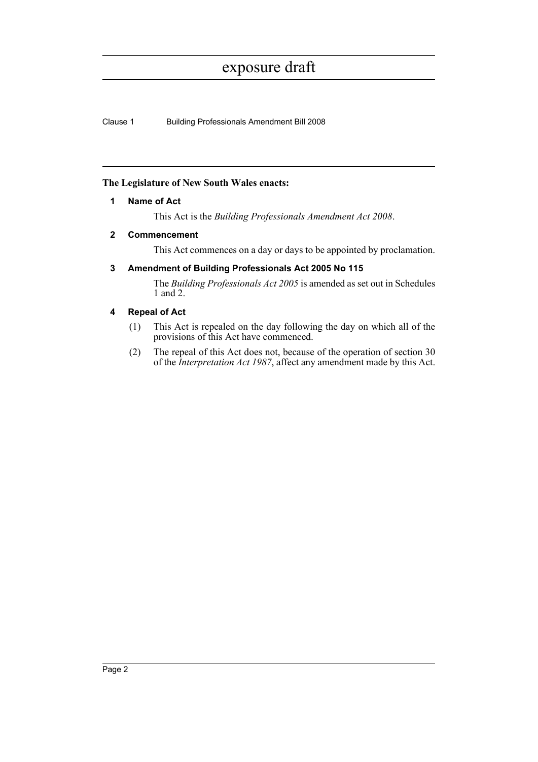**The Legislature of New South Wales enacts:**

## 1 Name of Act

This Act is the *Building Professionals Amendment Act 2008*.

## 2 Commencement

This Act commences on a day or days to be appointed by proclamation.

## 3 Amendment of Building Professionals Act 2005 No 115

The *Building Professionals Act 2005* is amended as set out in Schedules 1 and 2.

## 4 Repeal of Act

(1) This Act is repealed on the day following the day on which all of the provisions of this Act have commenced.

(2) The repeal of this Act does not, because of the operation of section 30 of the *Interpretation Act 1987*, affect any amendment made by this Act.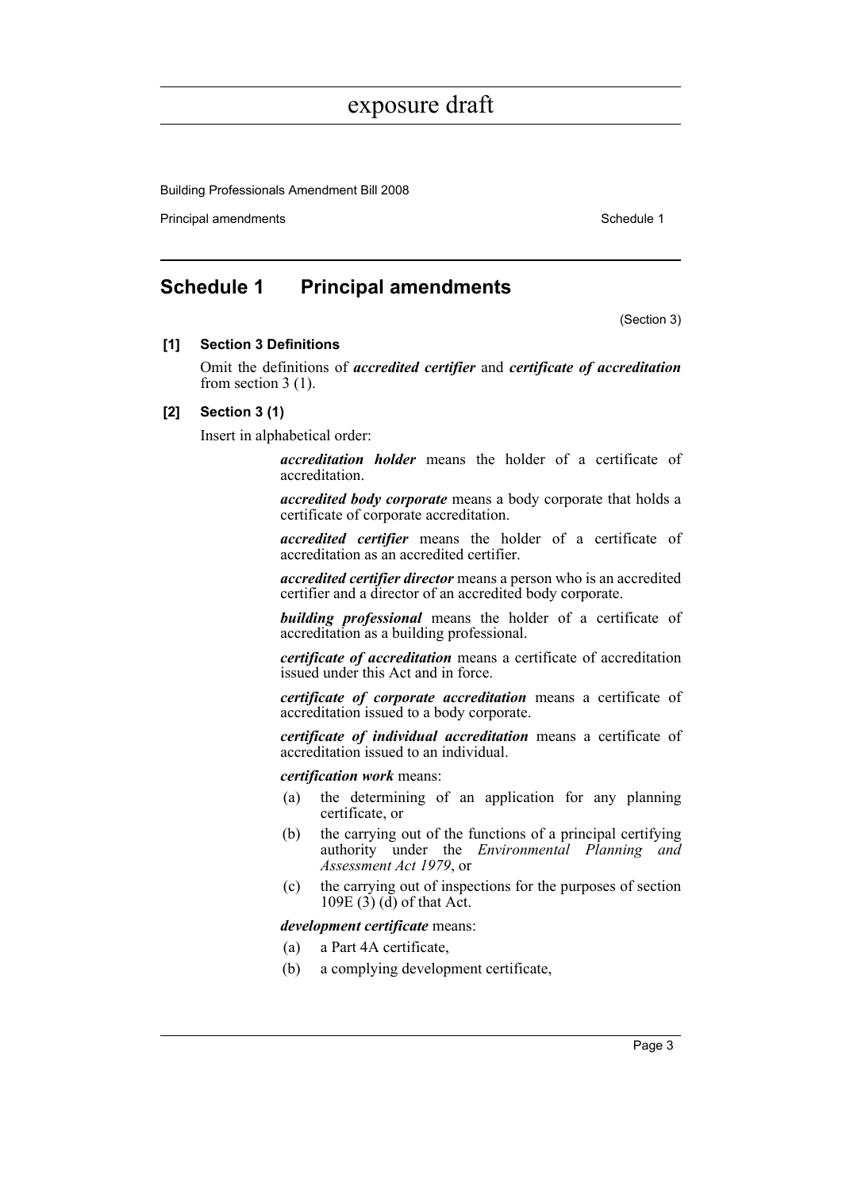## Schedule 1 Principal amendments

(Section 3)

**[1] Section 3 Definitions**

Omit the definitions of ***accredited certifier*** and ***certificate of accreditation*** from section 3 (1).

**[2] Section 3 (1)**

Insert in alphabetical order:

> ***accreditation holder*** means the holder of a certificate of accreditation.
>
> ***accredited body corporate*** means a body corporate that holds a certificate of corporate accreditation.
>
> ***accredited certifier*** means the holder of a certificate of accreditation as an accredited certifier.
>
> ***accredited certifier director*** means a person who is an accredited certifier and a director of an accredited body corporate.
>
> ***building professional*** means the holder of a certificate of accreditation as a building professional.
>
> ***certificate of accreditation*** means a certificate of accreditation issued under this Act and in force.
>
> ***certificate of corporate accreditation*** means a certificate of accreditation issued to a body corporate.
>
> ***certificate of individual accreditation*** means a certificate of accreditation issued to an individual.
>
> ***certification work*** means:
>
> (a) the determining of an application for any planning certificate, or
>
> (b) the carrying out of the functions of a principal certifying authority under the *Environmental Planning and Assessment Act 1979*, or
>
> (c) the carrying out of inspections for the purposes of section 109E (3) (d) of that Act.
>
> ***development certificate*** means:
>
> (a) a Part 4A certificate,
>
> (b) a complying development certificate,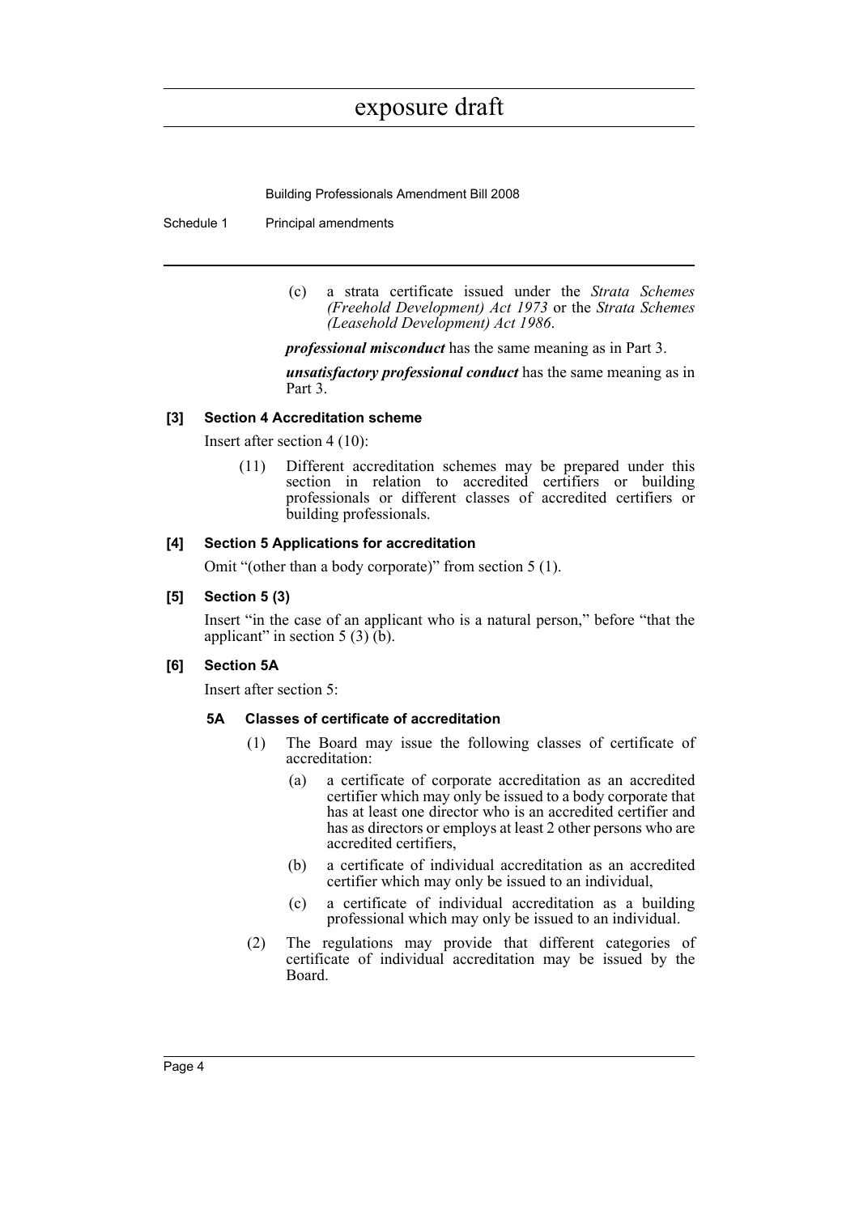(c) a strata certificate issued under the *Strata Schemes (Freehold Development) Act 1973* or the *Strata Schemes (Leasehold Development) Act 1986*.

***professional misconduct*** has the same meaning as in Part 3.

***unsatisfactory professional conduct*** has the same meaning as in Part 3.

**[3] Section 4 Accreditation scheme**

Insert after section 4 (10):

(11) Different accreditation schemes may be prepared under this section in relation to accredited certifiers or building professionals or different classes of accredited certifiers or building professionals.

**[4] Section 5 Applications for accreditation**

Omit "(other than a body corporate)" from section 5 (1).

**[5] Section 5 (3)**

Insert "in the case of an applicant who is a natural person," before "that the applicant" in section 5 (3) (b).

**[6] Section 5A**

Insert after section 5:

**5A Classes of certificate of accreditation**

(1) The Board may issue the following classes of certificate of accreditation:

(a) a certificate of corporate accreditation as an accredited certifier which may only be issued to a body corporate that has at least one director who is an accredited certifier and has as directors or employs at least 2 other persons who are accredited certifiers,

(b) a certificate of individual accreditation as an accredited certifier which may only be issued to an individual,

(c) a certificate of individual accreditation as a building professional which may only be issued to an individual.

(2) The regulations may provide that different categories of certificate of individual accreditation may be issued by the Board.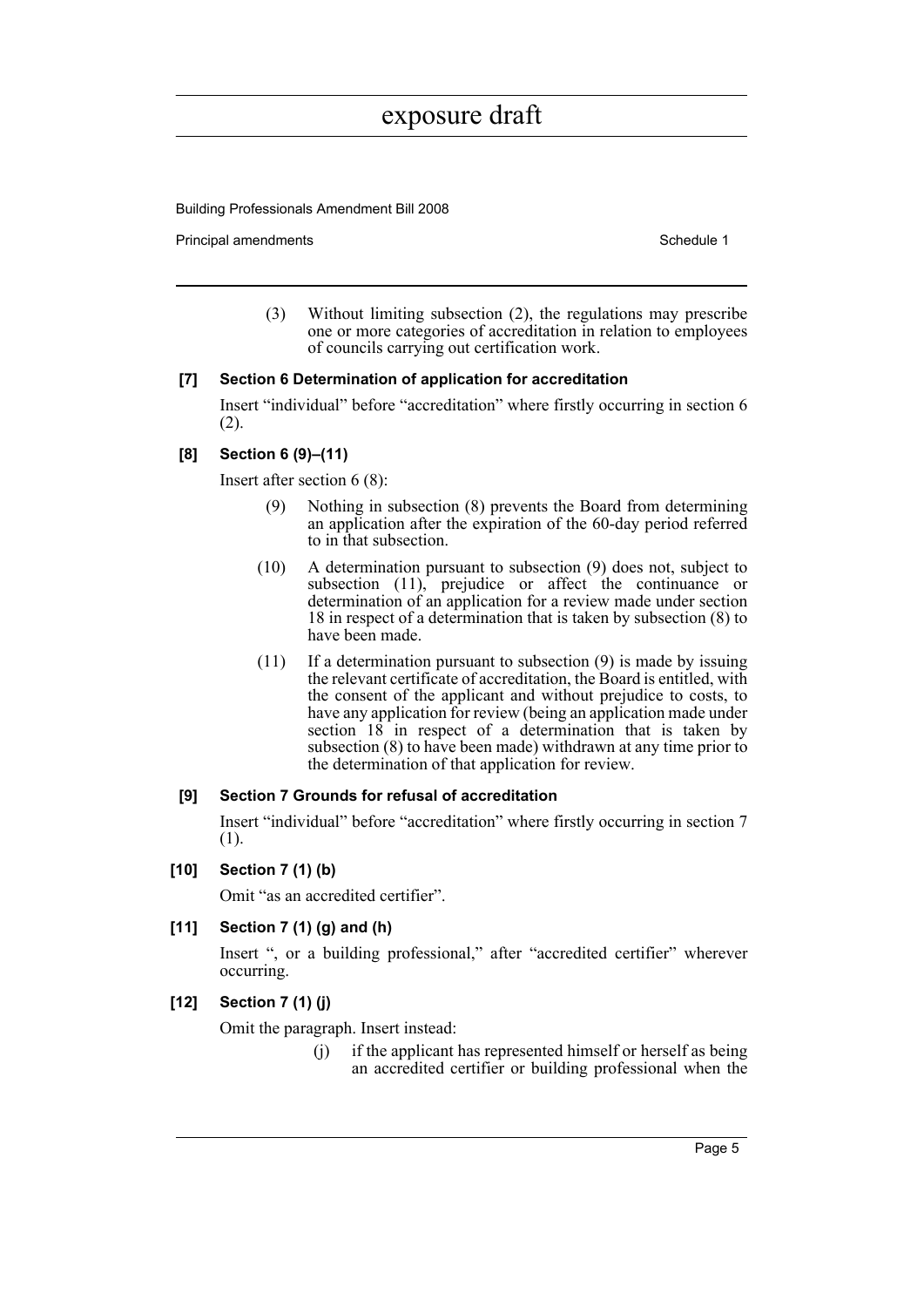(3) Without limiting subsection (2), the regulations may prescribe one or more categories of accreditation in relation to employees of councils carrying out certification work.

### [7] Section 6 Determination of application for accreditation

Insert "individual" before "accreditation" where firstly occurring in section 6 (2).

### [8] Section 6 (9)–(11)

Insert after section 6 (8):

(9) Nothing in subsection (8) prevents the Board from determining an application after the expiration of the 60-day period referred to in that subsection.

(10) A determination pursuant to subsection (9) does not, subject to subsection (11), prejudice or affect the continuance or determination of an application for a review made under section 18 in respect of a determination that is taken by subsection (8) to have been made.

(11) If a determination pursuant to subsection (9) is made by issuing the relevant certificate of accreditation, the Board is entitled, with the consent of the applicant and without prejudice to costs, to have any application for review (being an application made under section 18 in respect of a determination that is taken by subsection (8) to have been made) withdrawn at any time prior to the determination of that application for review.

### [9] Section 7 Grounds for refusal of accreditation

Insert "individual" before "accreditation" where firstly occurring in section 7 (1).

### [10] Section 7 (1) (b)

Omit "as an accredited certifier".

### [11] Section 7 (1) (g) and (h)

Insert ", or a building professional," after "accredited certifier" wherever occurring.

### [12] Section 7 (1) (j)

Omit the paragraph. Insert instead:

(j) if the applicant has represented himself or herself as being an accredited certifier or building professional when the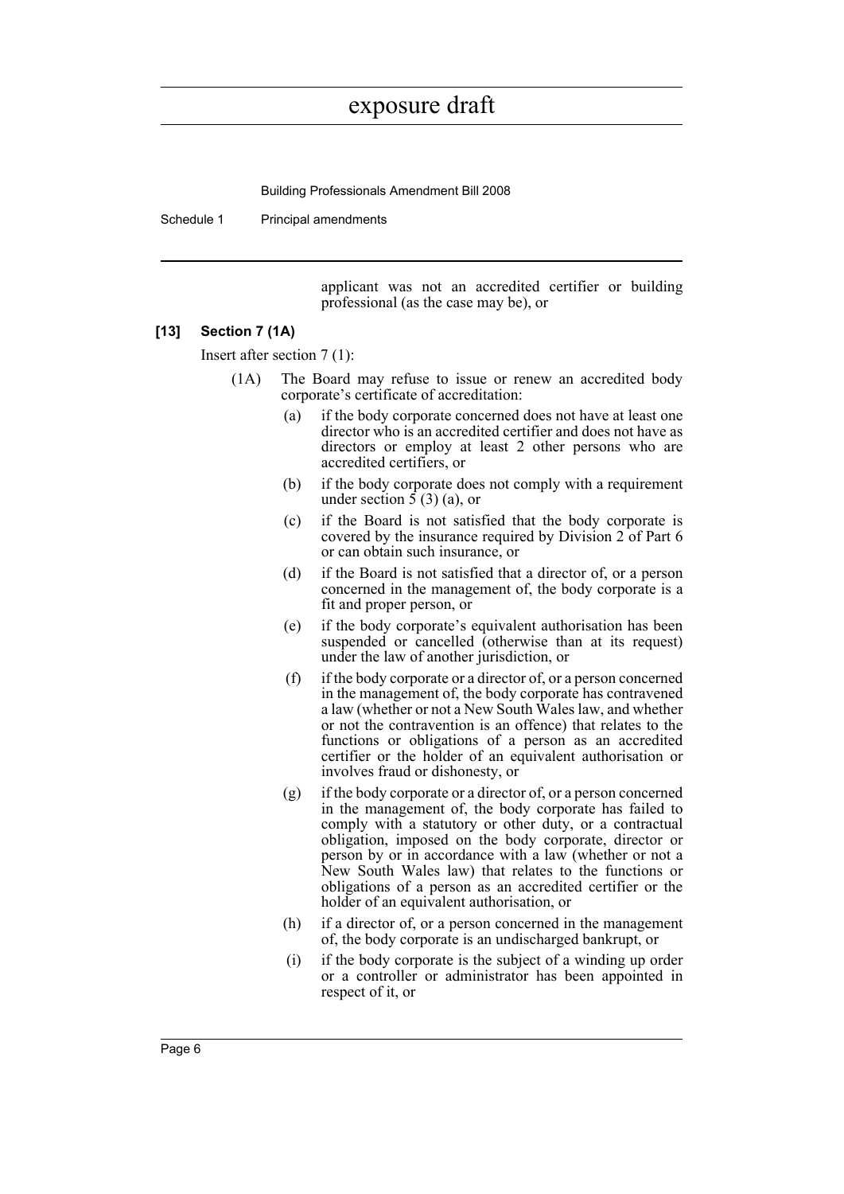applicant was not an accredited certifier or building professional (as the case may be), or

**[13] Section 7 (1A)**

Insert after section 7 (1):

(1A) The Board may refuse to issue or renew an accredited body corporate's certificate of accreditation:

(a) if the body corporate concerned does not have at least one director who is an accredited certifier and does not have as directors or employ at least 2 other persons who are accredited certifiers, or

(b) if the body corporate does not comply with a requirement under section 5 (3) (a), or

(c) if the Board is not satisfied that the body corporate is covered by the insurance required by Division 2 of Part 6 or can obtain such insurance, or

(d) if the Board is not satisfied that a director of, or a person concerned in the management of, the body corporate is a fit and proper person, or

(e) if the body corporate's equivalent authorisation has been suspended or cancelled (otherwise than at its request) under the law of another jurisdiction, or

(f) if the body corporate or a director of, or a person concerned in the management of, the body corporate has contravened a law (whether or not a New South Wales law, and whether or not the contravention is an offence) that relates to the functions or obligations of a person as an accredited certifier or the holder of an equivalent authorisation or involves fraud or dishonesty, or

(g) if the body corporate or a director of, or a person concerned in the management of, the body corporate has failed to comply with a statutory or other duty, or a contractual obligation, imposed on the body corporate, director or person by or in accordance with a law (whether or not a New South Wales law) that relates to the functions or obligations of a person as an accredited certifier or the holder of an equivalent authorisation, or

(h) if a director of, or a person concerned in the management of, the body corporate is an undischarged bankrupt, or

(i) if the body corporate is the subject of a winding up order or a controller or administrator has been appointed in respect of it, or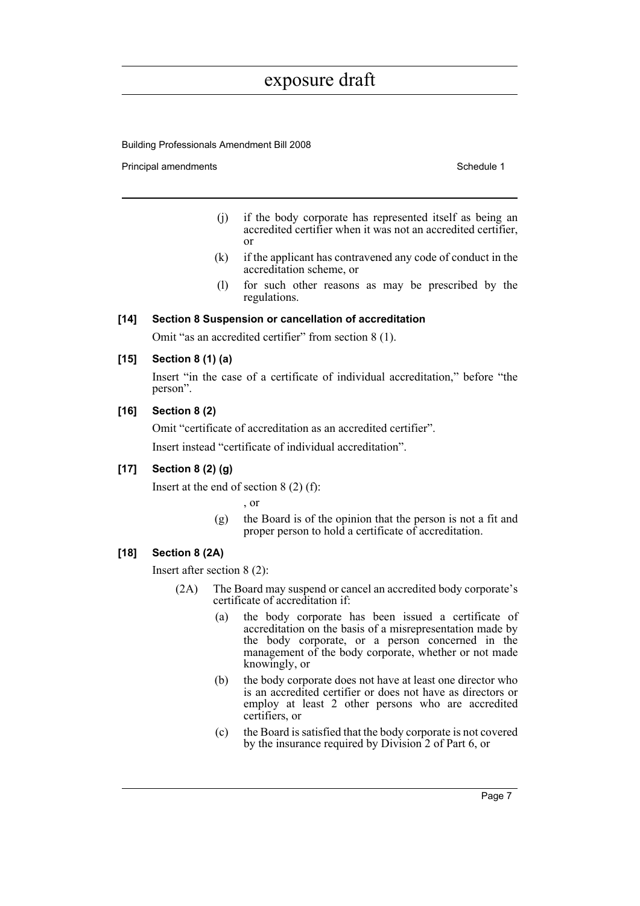(j) if the body corporate has represented itself as being an accredited certifier when it was not an accredited certifier, or

(k) if the applicant has contravened any code of conduct in the accreditation scheme, or

(l) for such other reasons as may be prescribed by the regulations.

**[14] Section 8 Suspension or cancellation of accreditation**

Omit "as an accredited certifier" from section 8 (1).

**[15] Section 8 (1) (a)**

Insert "in the case of a certificate of individual accreditation," before "the person".

**[16] Section 8 (2)**

Omit "certificate of accreditation as an accredited certifier".

Insert instead "certificate of individual accreditation".

**[17] Section 8 (2) (g)**

Insert at the end of section 8 (2) (f):

, or

(g) the Board is of the opinion that the person is not a fit and proper person to hold a certificate of accreditation.

**[18] Section 8 (2A)**

Insert after section 8 (2):

(2A) The Board may suspend or cancel an accredited body corporate's certificate of accreditation if:

(a) the body corporate has been issued a certificate of accreditation on the basis of a misrepresentation made by the body corporate, or a person concerned in the management of the body corporate, whether or not made knowingly, or

(b) the body corporate does not have at least one director who is an accredited certifier or does not have as directors or employ at least 2 other persons who are accredited certifiers, or

(c) the Board is satisfied that the body corporate is not covered by the insurance required by Division 2 of Part 6, or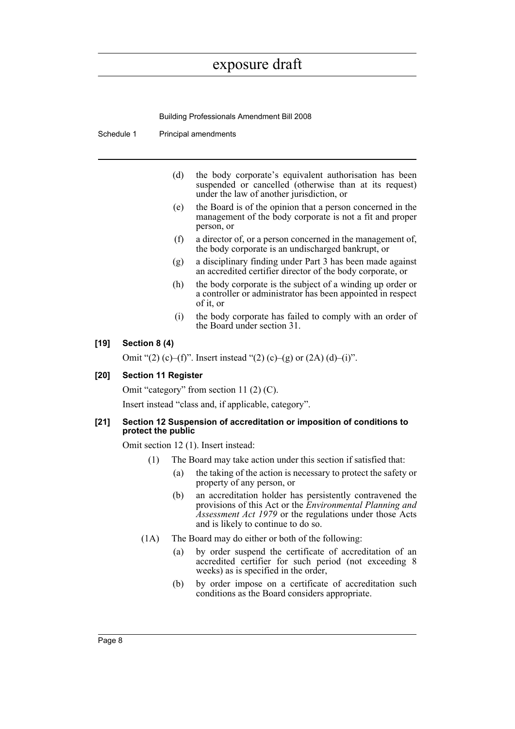(d) the body corporate's equivalent authorisation has been suspended or cancelled (otherwise than at its request) under the law of another jurisdiction, or

(e) the Board is of the opinion that a person concerned in the management of the body corporate is not a fit and proper person, or

(f) a director of, or a person concerned in the management of, the body corporate is an undischarged bankrupt, or

(g) a disciplinary finding under Part 3 has been made against an accredited certifier director of the body corporate, or

(h) the body corporate is the subject of a winding up order or a controller or administrator has been appointed in respect of it, or

(i) the body corporate has failed to comply with an order of the Board under section 31.

**[19] Section 8 (4)**

Omit "(2) (c)–(f)". Insert instead "(2) (c)–(g) or (2A) (d)–(i)".

**[20] Section 11 Register**

Omit "category" from section 11 (2) (C).

Insert instead "class and, if applicable, category".

**[21] Section 12 Suspension of accreditation or imposition of conditions to protect the public**

Omit section 12 (1). Insert instead:

(1) The Board may take action under this section if satisfied that:

(a) the taking of the action is necessary to protect the safety or property of any person, or

(b) an accreditation holder has persistently contravened the provisions of this Act or the *Environmental Planning and Assessment Act 1979* or the regulations under those Acts and is likely to continue to do so.

(1A) The Board may do either or both of the following:

(a) by order suspend the certificate of accreditation of an accredited certifier for such period (not exceeding 8 weeks) as is specified in the order,

(b) by order impose on a certificate of accreditation such conditions as the Board considers appropriate.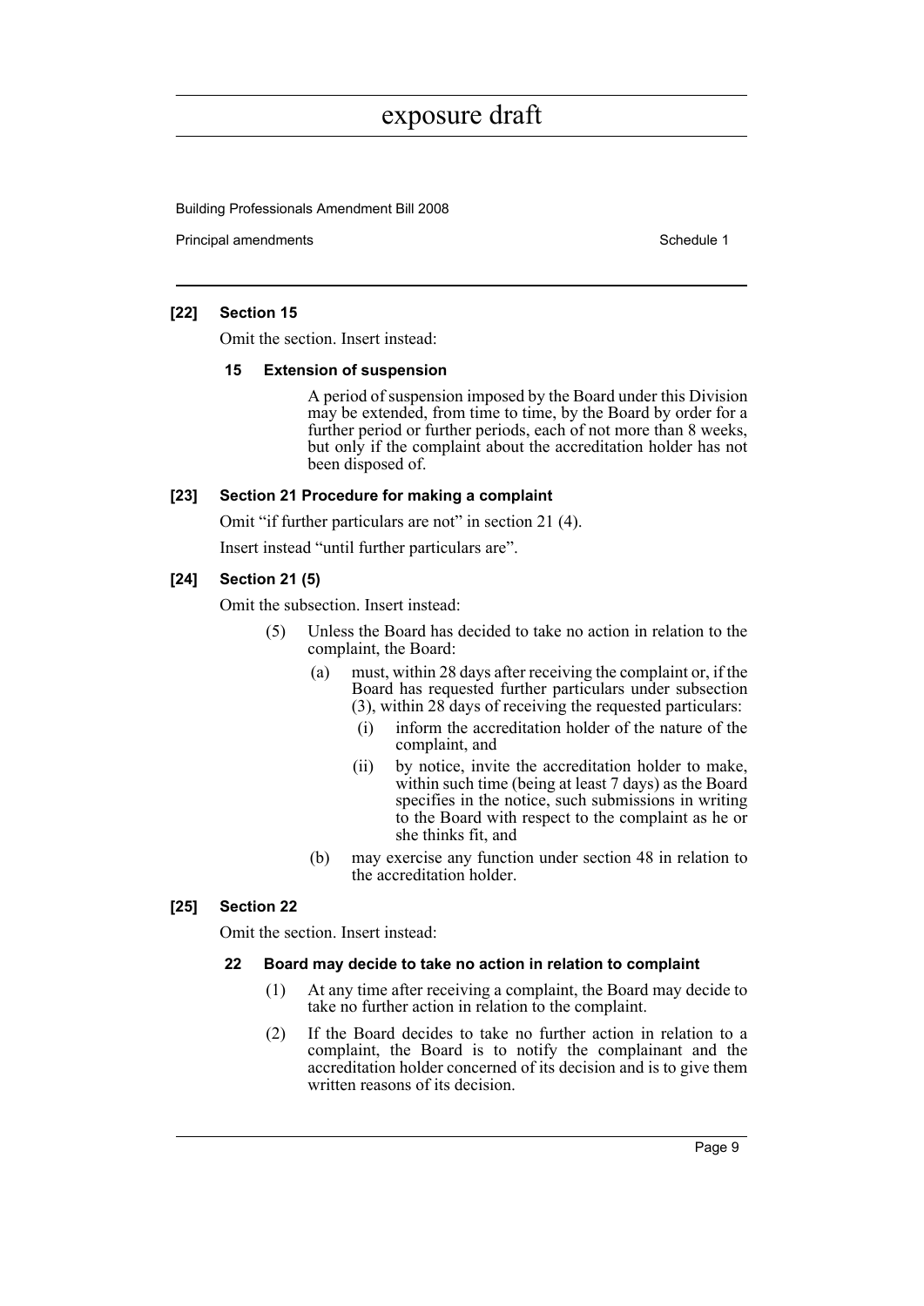**[22] Section 15**

Omit the section. Insert instead:

**15 Extension of suspension**

A period of suspension imposed by the Board under this Division may be extended, from time to time, by the Board by order for a further period or further periods, each of not more than 8 weeks, but only if the complaint about the accreditation holder has not been disposed of.

**[23] Section 21 Procedure for making a complaint**

Omit "if further particulars are not" in section 21 (4).

Insert instead "until further particulars are".

**[24] Section 21 (5)**

Omit the subsection. Insert instead:

(5) Unless the Board has decided to take no action in relation to the complaint, the Board:

(a) must, within 28 days after receiving the complaint or, if the Board has requested further particulars under subsection (3), within 28 days of receiving the requested particulars:

(i) inform the accreditation holder of the nature of the complaint, and

(ii) by notice, invite the accreditation holder to make, within such time (being at least 7 days) as the Board specifies in the notice, such submissions in writing to the Board with respect to the complaint as he or she thinks fit, and

(b) may exercise any function under section 48 in relation to the accreditation holder.

**[25] Section 22**

Omit the section. Insert instead:

**22 Board may decide to take no action in relation to complaint**

(1) At any time after receiving a complaint, the Board may decide to take no further action in relation to the complaint.

(2) If the Board decides to take no further action in relation to a complaint, the Board is to notify the complainant and the accreditation holder concerned of its decision and is to give them written reasons of its decision.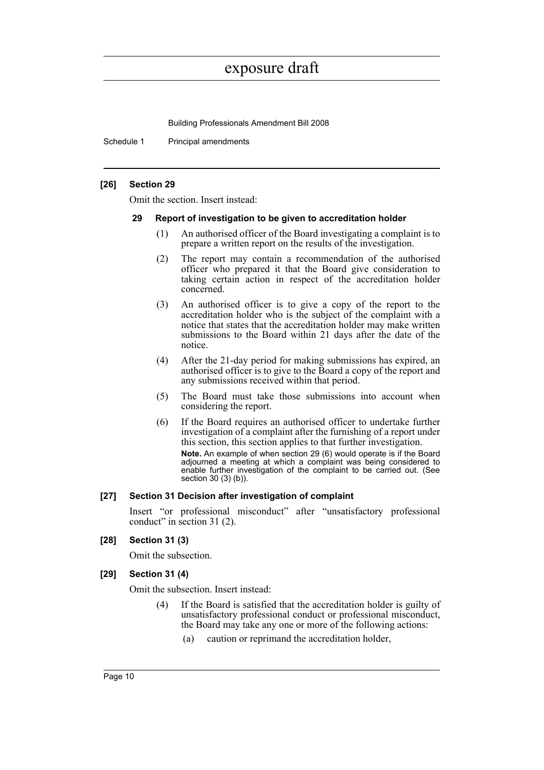**[26] Section 29**

Omit the section. Insert instead:

**29 Report of investigation to be given to accreditation holder**

(1) An authorised officer of the Board investigating a complaint is to prepare a written report on the results of the investigation.

(2) The report may contain a recommendation of the authorised officer who prepared it that the Board give consideration to taking certain action in respect of the accreditation holder concerned.

(3) An authorised officer is to give a copy of the report to the accreditation holder who is the subject of the complaint with a notice that states that the accreditation holder may make written submissions to the Board within 21 days after the date of the notice.

(4) After the 21-day period for making submissions has expired, an authorised officer is to give to the Board a copy of the report and any submissions received within that period.

(5) The Board must take those submissions into account when considering the report.

(6) If the Board requires an authorised officer to undertake further investigation of a complaint after the furnishing of a report under this section, this section applies to that further investigation.

**Note.** An example of when section 29 (6) would operate is if the Board adjourned a meeting at which a complaint was being considered to enable further investigation of the complaint to be carried out. (See section 30 (3) (b)).

**[27] Section 31 Decision after investigation of complaint**

Insert "or professional misconduct" after "unsatisfactory professional conduct" in section 31 (2).

**[28] Section 31 (3)**

Omit the subsection.

**[29] Section 31 (4)**

Omit the subsection. Insert instead:

(4) If the Board is satisfied that the accreditation holder is guilty of unsatisfactory professional conduct or professional misconduct, the Board may take any one or more of the following actions:

(a) caution or reprimand the accreditation holder,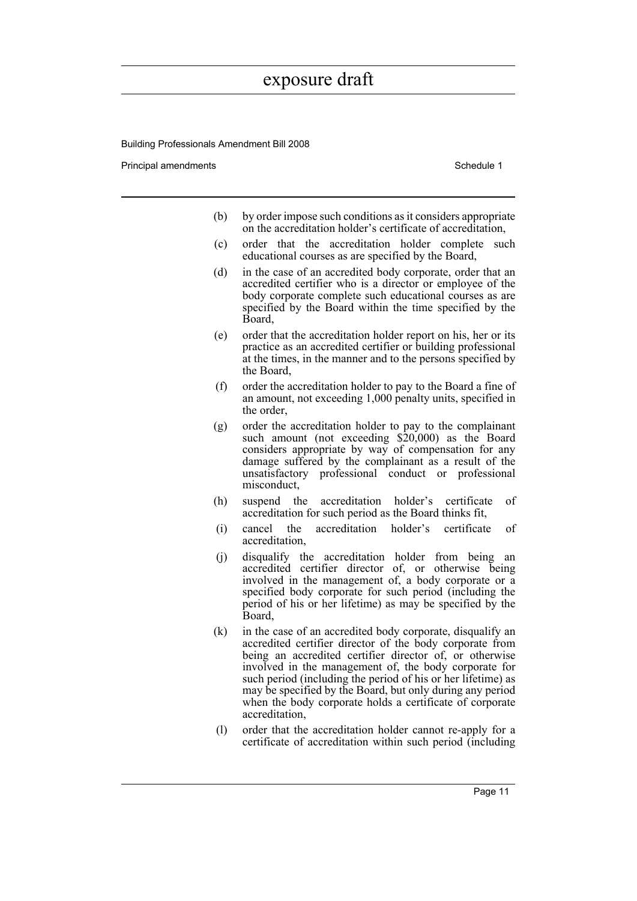(b) by order impose such conditions as it considers appropriate on the accreditation holder's certificate of accreditation,

(c) order that the accreditation holder complete such educational courses as are specified by the Board,

(d) in the case of an accredited body corporate, order that an accredited certifier who is a director or employee of the body corporate complete such educational courses as are specified by the Board within the time specified by the Board,

(e) order that the accreditation holder report on his, her or its practice as an accredited certifier or building professional at the times, in the manner and to the persons specified by the Board,

(f) order the accreditation holder to pay to the Board a fine of an amount, not exceeding 1,000 penalty units, specified in the order,

(g) order the accreditation holder to pay to the complainant such amount (not exceeding $20,000) as the Board considers appropriate by way of compensation for any damage suffered by the complainant as a result of the unsatisfactory professional conduct or professional misconduct,

(h) suspend the accreditation holder's certificate of accreditation for such period as the Board thinks fit,

(i) cancel the accreditation holder's certificate of accreditation,

(j) disqualify the accreditation holder from being an accredited certifier director of, or otherwise being involved in the management of, a body corporate or a specified body corporate for such period (including the period of his or her lifetime) as may be specified by the Board,

(k) in the case of an accredited body corporate, disqualify an accredited certifier director of the body corporate from being an accredited certifier director of, or otherwise involved in the management of, the body corporate for such period (including the period of his or her lifetime) as may be specified by the Board, but only during any period when the body corporate holds a certificate of corporate accreditation,

(l) order that the accreditation holder cannot re-apply for a certificate of accreditation within such period (including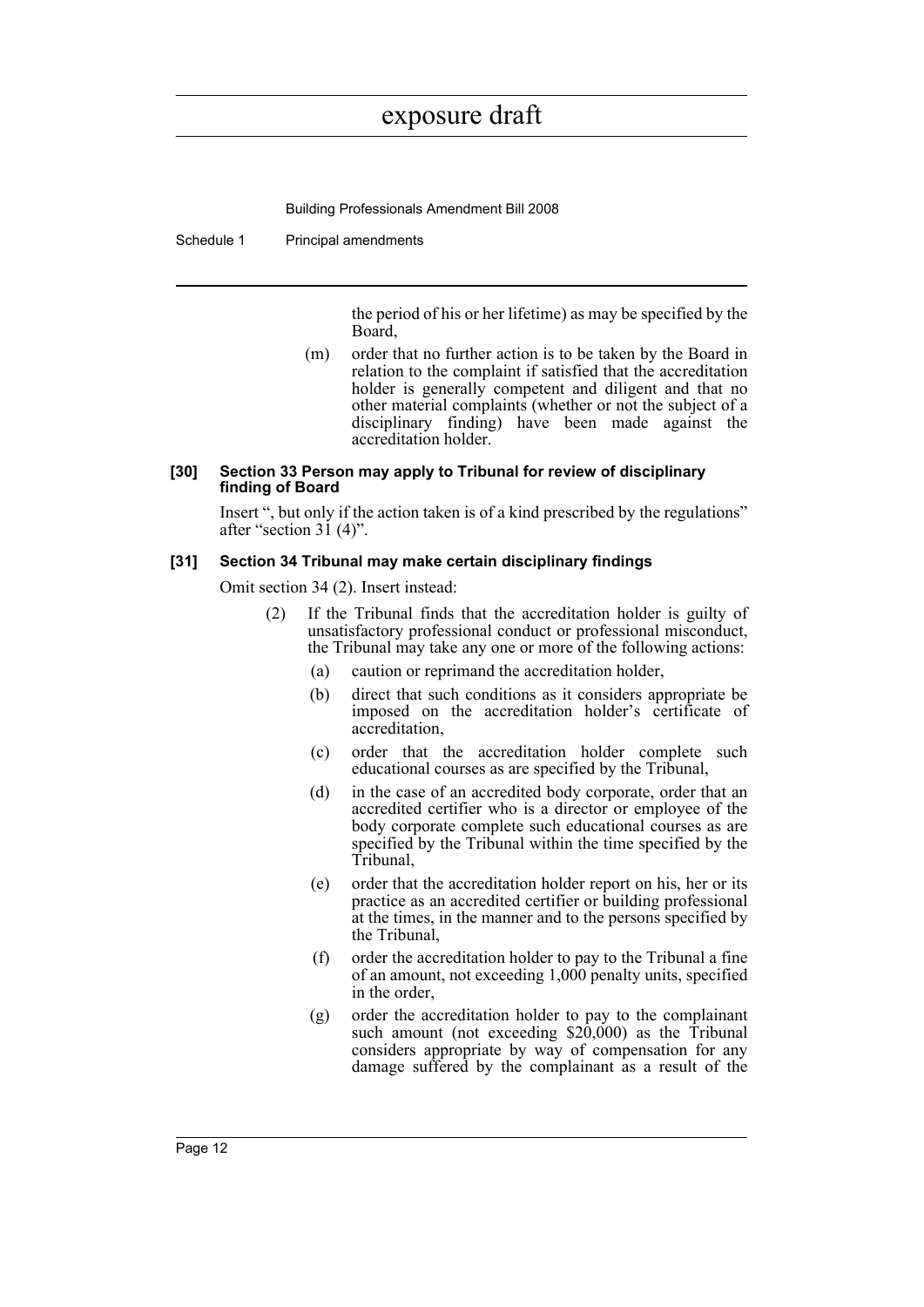the period of his or her lifetime) as may be specified by the Board,

(m) order that no further action is to be taken by the Board in relation to the complaint if satisfied that the accreditation holder is generally competent and diligent and that no other material complaints (whether or not the subject of a disciplinary finding) have been made against the accreditation holder.

**[30] Section 33 Person may apply to Tribunal for review of disciplinary finding of Board**

Insert ", but only if the action taken is of a kind prescribed by the regulations" after "section 31 (4)".

**[31] Section 34 Tribunal may make certain disciplinary findings**

Omit section 34 (2). Insert instead:

(2) If the Tribunal finds that the accreditation holder is guilty of unsatisfactory professional conduct or professional misconduct, the Tribunal may take any one or more of the following actions:

(a) caution or reprimand the accreditation holder,

(b) direct that such conditions as it considers appropriate be imposed on the accreditation holder's certificate of accreditation,

(c) order that the accreditation holder complete such educational courses as are specified by the Tribunal,

(d) in the case of an accredited body corporate, order that an accredited certifier who is a director or employee of the body corporate complete such educational courses as are specified by the Tribunal within the time specified by the Tribunal,

(e) order that the accreditation holder report on his, her or its practice as an accredited certifier or building professional at the times, in the manner and to the persons specified by the Tribunal,

(f) order the accreditation holder to pay to the Tribunal a fine of an amount, not exceeding 1,000 penalty units, specified in the order,

(g) order the accreditation holder to pay to the complainant such amount (not exceeding $20,000) as the Tribunal considers appropriate by way of compensation for any damage suffered by the complainant as a result of the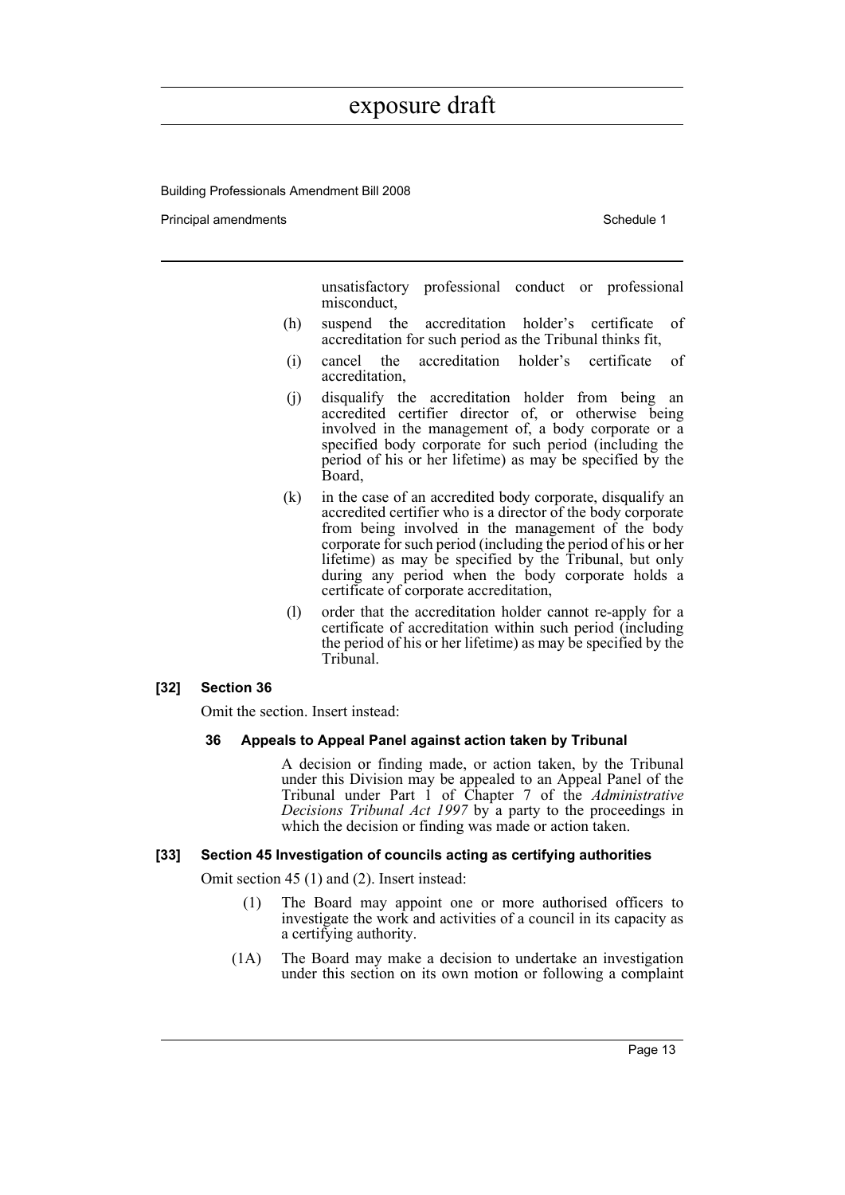unsatisfactory professional conduct or professional misconduct,

(h) suspend the accreditation holder's certificate of accreditation for such period as the Tribunal thinks fit,

(i) cancel the accreditation holder's certificate of accreditation,

(j) disqualify the accreditation holder from being an accredited certifier director of, or otherwise being involved in the management of, a body corporate or a specified body corporate for such period (including the period of his or her lifetime) as may be specified by the Board,

(k) in the case of an accredited body corporate, disqualify an accredited certifier who is a director of the body corporate from being involved in the management of the body corporate for such period (including the period of his or her lifetime) as may be specified by the Tribunal, but only during any period when the body corporate holds a certificate of corporate accreditation,

(l) order that the accreditation holder cannot re-apply for a certificate of accreditation within such period (including the period of his or her lifetime) as may be specified by the Tribunal.

**[32] Section 36**

Omit the section. Insert instead:

**36 Appeals to Appeal Panel against action taken by Tribunal**

A decision or finding made, or action taken, by the Tribunal under this Division may be appealed to an Appeal Panel of the Tribunal under Part 1 of Chapter 7 of the *Administrative Decisions Tribunal Act 1997* by a party to the proceedings in which the decision or finding was made or action taken.

**[33] Section 45 Investigation of councils acting as certifying authorities**

Omit section 45 (1) and (2). Insert instead:

(1) The Board may appoint one or more authorised officers to investigate the work and activities of a council in its capacity as a certifying authority.

(1A) The Board may make a decision to undertake an investigation under this section on its own motion or following a complaint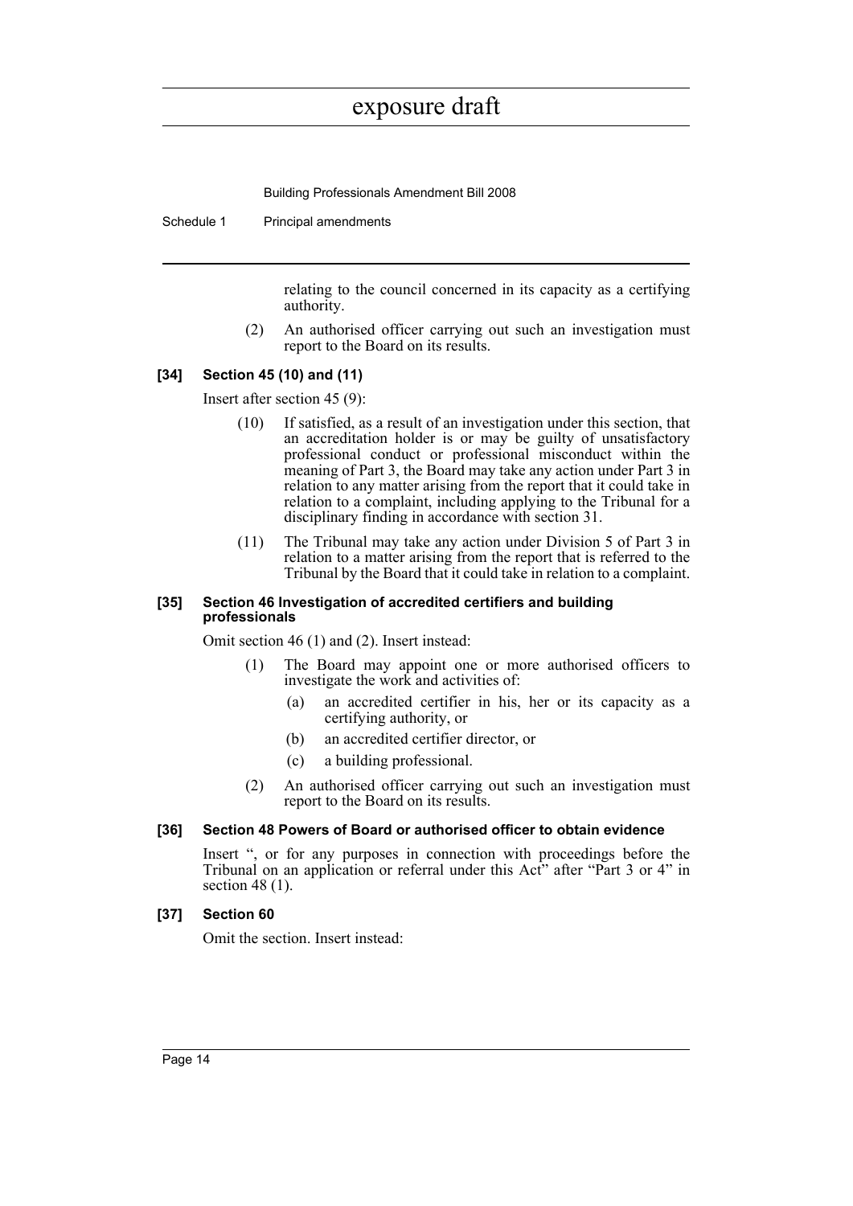relating to the council concerned in its capacity as a certifying authority.

(2) An authorised officer carrying out such an investigation must report to the Board on its results.

### [34] Section 45 (10) and (11)

Insert after section 45 (9):

(10) If satisfied, as a result of an investigation under this section, that an accreditation holder is or may be guilty of unsatisfactory professional conduct or professional misconduct within the meaning of Part 3, the Board may take any action under Part 3 in relation to any matter arising from the report that it could take in relation to a complaint, including applying to the Tribunal for a disciplinary finding in accordance with section 31.

(11) The Tribunal may take any action under Division 5 of Part 3 in relation to a matter arising from the report that is referred to the Tribunal by the Board that it could take in relation to a complaint.

### [35] Section 46 Investigation of accredited certifiers and building professionals

Omit section 46 (1) and (2). Insert instead:

(1) The Board may appoint one or more authorised officers to investigate the work and activities of:

- (a) an accredited certifier in his, her or its capacity as a certifying authority, or
- (b) an accredited certifier director, or
- (c) a building professional.

(2) An authorised officer carrying out such an investigation must report to the Board on its results.

### [36] Section 48 Powers of Board or authorised officer to obtain evidence

Insert ", or for any purposes in connection with proceedings before the Tribunal on an application or referral under this Act" after "Part 3 or 4" in section 48 (1).

### [37] Section 60

Omit the section. Insert instead: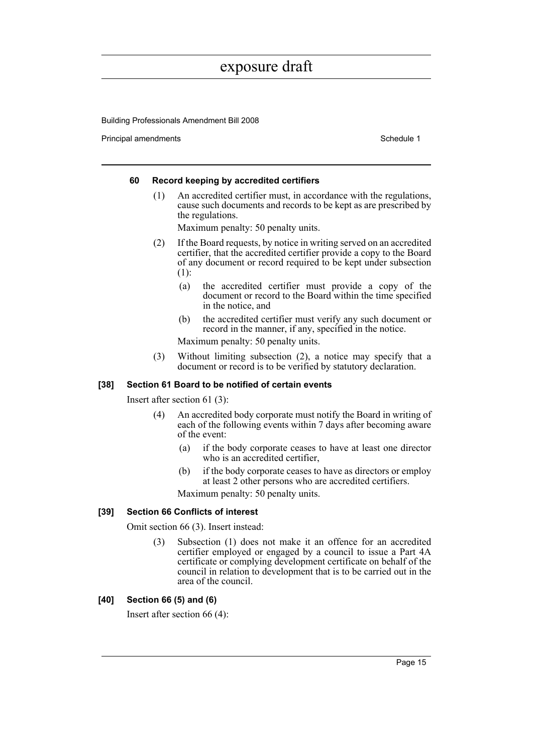#### 60 Record keeping by accredited certifiers

(1) An accredited certifier must, in accordance with the regulations, cause such documents and records to be kept as are prescribed by the regulations.

Maximum penalty: 50 penalty units.

(2) If the Board requests, by notice in writing served on an accredited certifier, that the accredited certifier provide a copy to the Board of any document or record required to be kept under subsection (1):

  (a) the accredited certifier must provide a copy of the document or record to the Board within the time specified in the notice, and

  (b) the accredited certifier must verify any such document or record in the manner, if any, specified in the notice.

Maximum penalty: 50 penalty units.

(3) Without limiting subsection (2), a notice may specify that a document or record is to be verified by statutory declaration.

#### [38] Section 61 Board to be notified of certain events

Insert after section 61 (3):

(4) An accredited body corporate must notify the Board in writing of each of the following events within 7 days after becoming aware of the event:

  (a) if the body corporate ceases to have at least one director who is an accredited certifier,

  (b) if the body corporate ceases to have as directors or employ at least 2 other persons who are accredited certifiers.

Maximum penalty: 50 penalty units.

#### [39] Section 66 Conflicts of interest

Omit section 66 (3). Insert instead:

(3) Subsection (1) does not make it an offence for an accredited certifier employed or engaged by a council to issue a Part 4A certificate or complying development certificate on behalf of the council in relation to development that is to be carried out in the area of the council.

#### [40] Section 66 (5) and (6)

Insert after section 66 (4):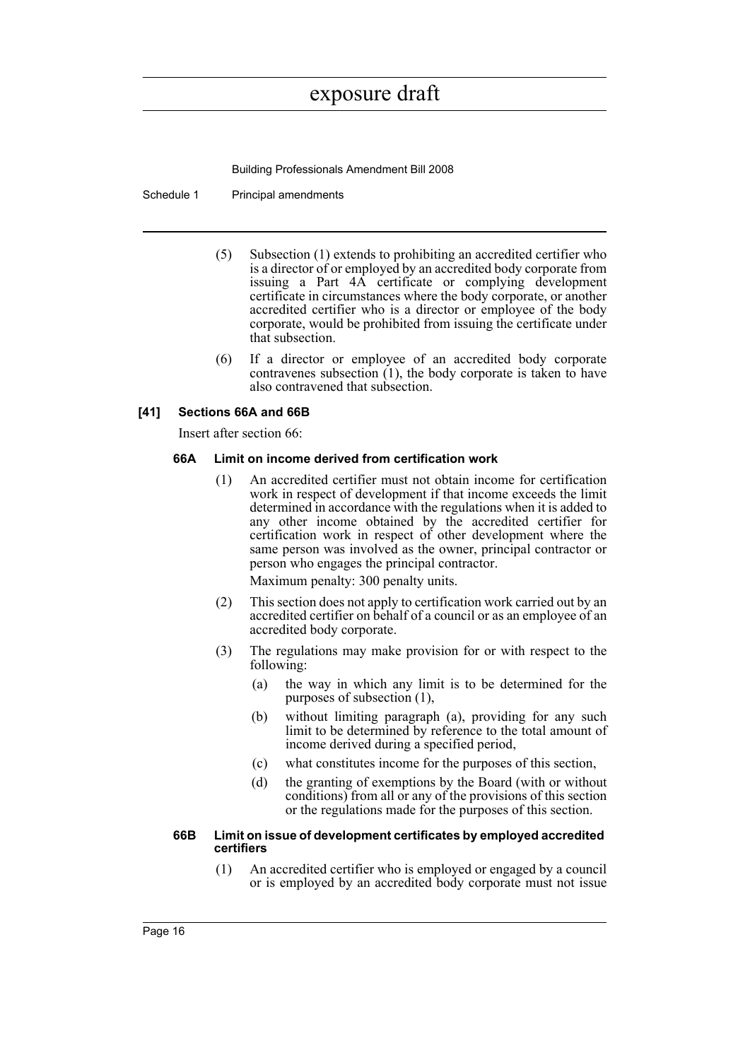(5) Subsection (1) extends to prohibiting an accredited certifier who is a director of or employed by an accredited body corporate from issuing a Part 4A certificate or complying development certificate in circumstances where the body corporate, or another accredited certifier who is a director or employee of the body corporate, would be prohibited from issuing the certificate under that subsection.

(6) If a director or employee of an accredited body corporate contravenes subsection (1), the body corporate is taken to have also contravened that subsection.

### [41] Sections 66A and 66B

Insert after section 66:

#### 66A Limit on income derived from certification work

(1) An accredited certifier must not obtain income for certification work in respect of development if that income exceeds the limit determined in accordance with the regulations when it is added to any other income obtained by the accredited certifier for certification work in respect of other development where the same person was involved as the owner, principal contractor or person who engages the principal contractor.

Maximum penalty: 300 penalty units.

(2) This section does not apply to certification work carried out by an accredited certifier on behalf of a council or as an employee of an accredited body corporate.

(3) The regulations may make provision for or with respect to the following:

(a) the way in which any limit is to be determined for the purposes of subsection (1),

(b) without limiting paragraph (a), providing for any such limit to be determined by reference to the total amount of income derived during a specified period,

(c) what constitutes income for the purposes of this section,

(d) the granting of exemptions by the Board (with or without conditions) from all or any of the provisions of this section or the regulations made for the purposes of this section.

#### 66B Limit on issue of development certificates by employed accredited certifiers

(1) An accredited certifier who is employed or engaged by a council or is employed by an accredited body corporate must not issue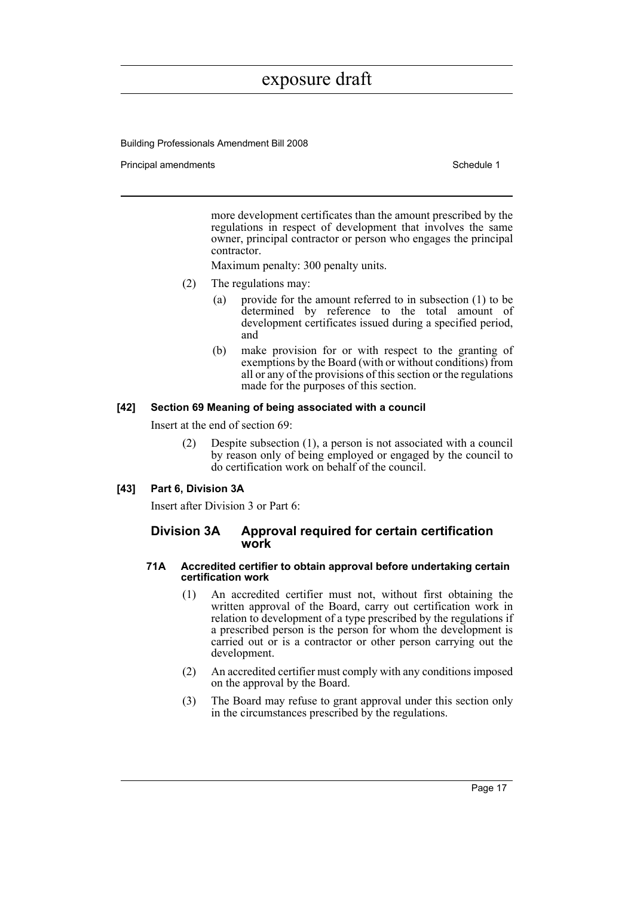more development certificates than the amount prescribed by the regulations in respect of development that involves the same owner, principal contractor or person who engages the principal contractor.

Maximum penalty: 300 penalty units.

(2) The regulations may:

(a) provide for the amount referred to in subsection (1) to be determined by reference to the total amount of development certificates issued during a specified period, and

(b) make provision for or with respect to the granting of exemptions by the Board (with or without conditions) from all or any of the provisions of this section or the regulations made for the purposes of this section.

**[42] Section 69 Meaning of being associated with a council**

Insert at the end of section 69:

(2) Despite subsection (1), a person is not associated with a council by reason only of being employed or engaged by the council to do certification work on behalf of the council.

**[43] Part 6, Division 3A**

Insert after Division 3 or Part 6:

## Division 3A Approval required for certain certification work

#### 71A Accredited certifier to obtain approval before undertaking certain certification work

(1) An accredited certifier must not, without first obtaining the written approval of the Board, carry out certification work in relation to development of a type prescribed by the regulations if a prescribed person is the person for whom the development is carried out or is a contractor or other person carrying out the development.

(2) An accredited certifier must comply with any conditions imposed on the approval by the Board.

(3) The Board may refuse to grant approval under this section only in the circumstances prescribed by the regulations.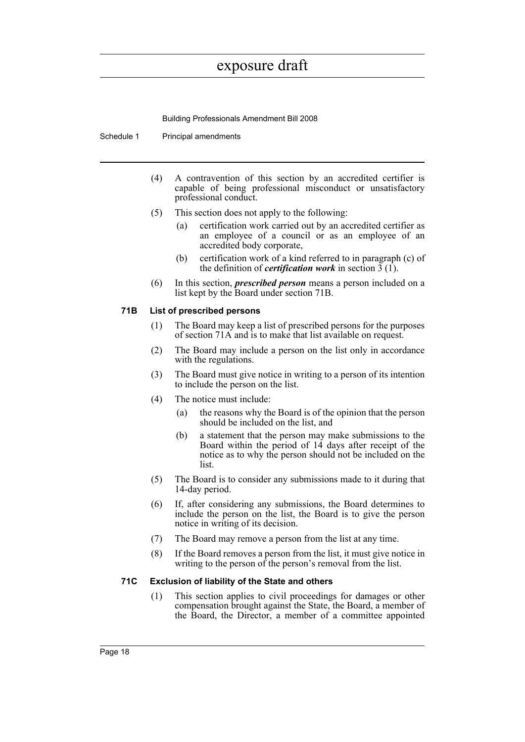(4) A contravention of this section by an accredited certifier is capable of being professional misconduct or unsatisfactory professional conduct.

(5) This section does not apply to the following:

(a) certification work carried out by an accredited certifier as an employee of a council or as an employee of an accredited body corporate,

(b) certification work of a kind referred to in paragraph (c) of the definition of ***certification work*** in section 3 (1).

(6) In this section, ***prescribed person*** means a person included on a list kept by the Board under section 71B.

### 71B List of prescribed persons

(1) The Board may keep a list of prescribed persons for the purposes of section 71A and is to make that list available on request.

(2) The Board may include a person on the list only in accordance with the regulations.

(3) The Board must give notice in writing to a person of its intention to include the person on the list.

(4) The notice must include:

(a) the reasons why the Board is of the opinion that the person should be included on the list, and

(b) a statement that the person may make submissions to the Board within the period of 14 days after receipt of the notice as to why the person should not be included on the list.

(5) The Board is to consider any submissions made to it during that 14-day period.

(6) If, after considering any submissions, the Board determines to include the person on the list, the Board is to give the person notice in writing of its decision.

(7) The Board may remove a person from the list at any time.

(8) If the Board removes a person from the list, it must give notice in writing to the person of the person's removal from the list.

### 71C Exclusion of liability of the State and others

(1) This section applies to civil proceedings for damages or other compensation brought against the State, the Board, a member of the Board, the Director, a member of a committee appointed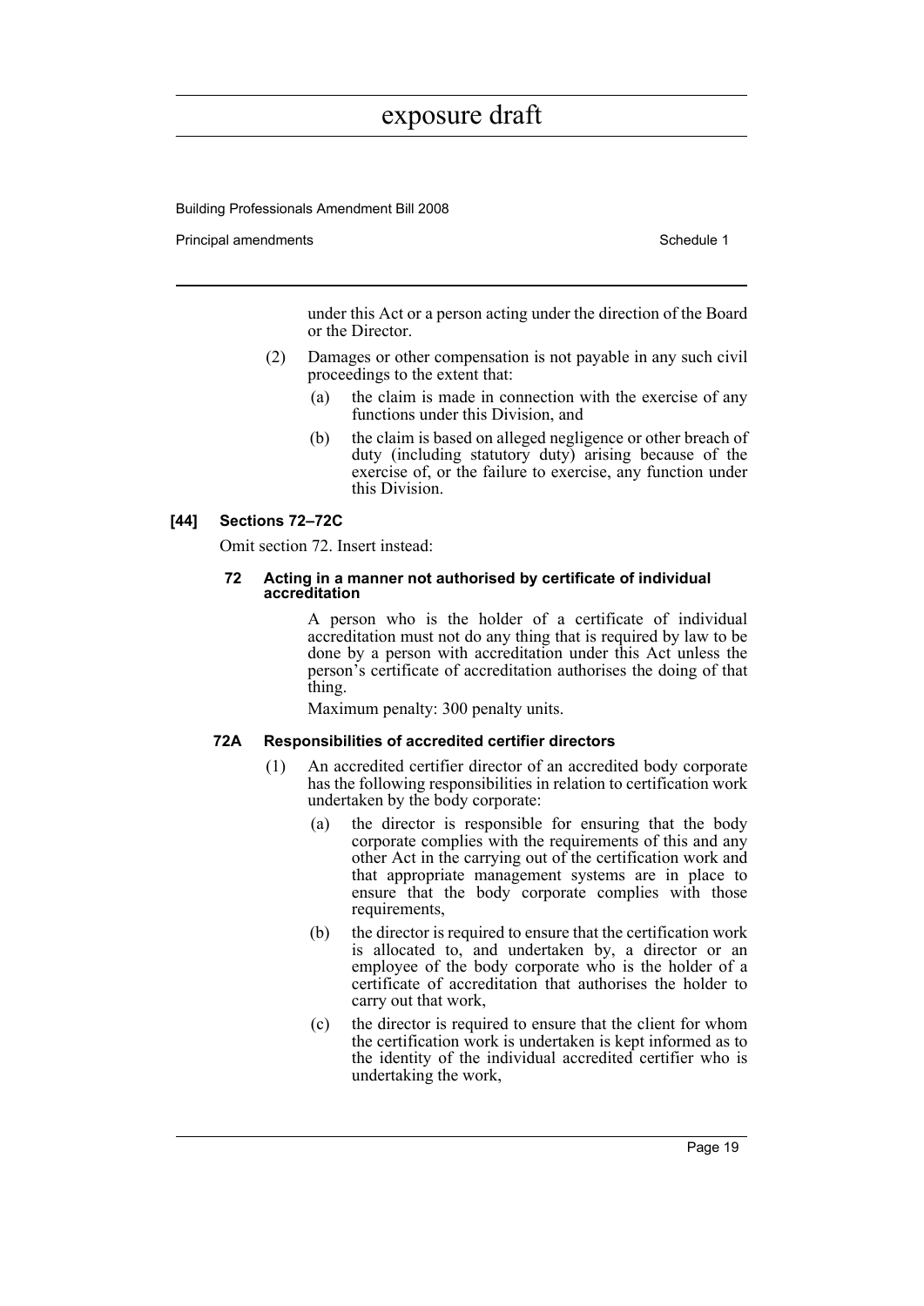under this Act or a person acting under the direction of the Board or the Director.

(2) Damages or other compensation is not payable in any such civil proceedings to the extent that:

(a) the claim is made in connection with the exercise of any functions under this Division, and

(b) the claim is based on alleged negligence or other breach of duty (including statutory duty) arising because of the exercise of, or the failure to exercise, any function under this Division.

### [44] Sections 72–72C

Omit section 72. Insert instead:

#### 72 Acting in a manner not authorised by certificate of individual accreditation

A person who is the holder of a certificate of individual accreditation must not do any thing that is required by law to be done by a person with accreditation under this Act unless the person's certificate of accreditation authorises the doing of that thing.

Maximum penalty: 300 penalty units.

#### 72A Responsibilities of accredited certifier directors

(1) An accredited certifier director of an accredited body corporate has the following responsibilities in relation to certification work undertaken by the body corporate:

(a) the director is responsible for ensuring that the body corporate complies with the requirements of this and any other Act in the carrying out of the certification work and that appropriate management systems are in place to ensure that the body corporate complies with those requirements,

(b) the director is required to ensure that the certification work is allocated to, and undertaken by, a director or an employee of the body corporate who is the holder of a certificate of accreditation that authorises the holder to carry out that work,

(c) the director is required to ensure that the client for whom the certification work is undertaken is kept informed as to the identity of the individual accredited certifier who is undertaking the work,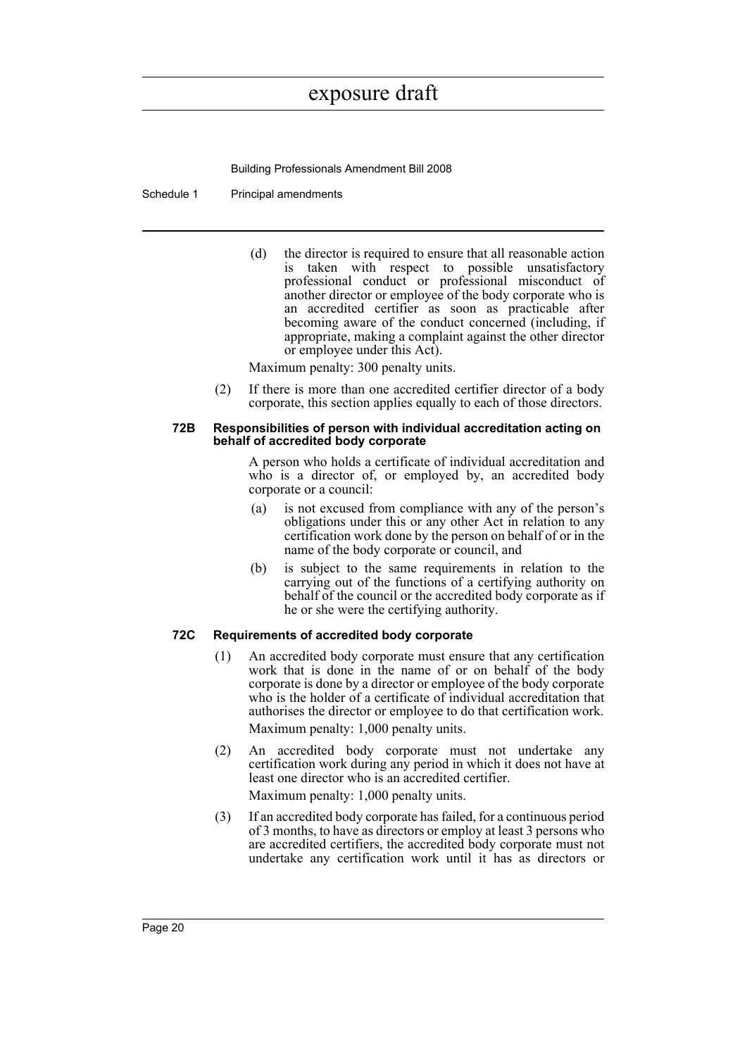(d) the director is required to ensure that all reasonable action is taken with respect to possible unsatisfactory professional conduct or professional misconduct of another director or employee of the body corporate who is an accredited certifier as soon as practicable after becoming aware of the conduct concerned (including, if appropriate, making a complaint against the other director or employee under this Act).

Maximum penalty: 300 penalty units.

(2) If there is more than one accredited certifier director of a body corporate, this section applies equally to each of those directors.

#### 72B Responsibilities of person with individual accreditation acting on behalf of accredited body corporate

A person who holds a certificate of individual accreditation and who is a director of, or employed by, an accredited body corporate or a council:

(a) is not excused from compliance with any of the person's obligations under this or any other Act in relation to any certification work done by the person on behalf of or in the name of the body corporate or council, and

(b) is subject to the same requirements in relation to the carrying out of the functions of a certifying authority on behalf of the council or the accredited body corporate as if he or she were the certifying authority.

#### 72C Requirements of accredited body corporate

(1) An accredited body corporate must ensure that any certification work that is done in the name of or on behalf of the body corporate is done by a director or employee of the body corporate who is the holder of a certificate of individual accreditation that authorises the director or employee to do that certification work.

Maximum penalty: 1,000 penalty units.

(2) An accredited body corporate must not undertake any certification work during any period in which it does not have at least one director who is an accredited certifier.

Maximum penalty: 1,000 penalty units.

(3) If an accredited body corporate has failed, for a continuous period of 3 months, to have as directors or employ at least 3 persons who are accredited certifiers, the accredited body corporate must not undertake any certification work until it has as directors or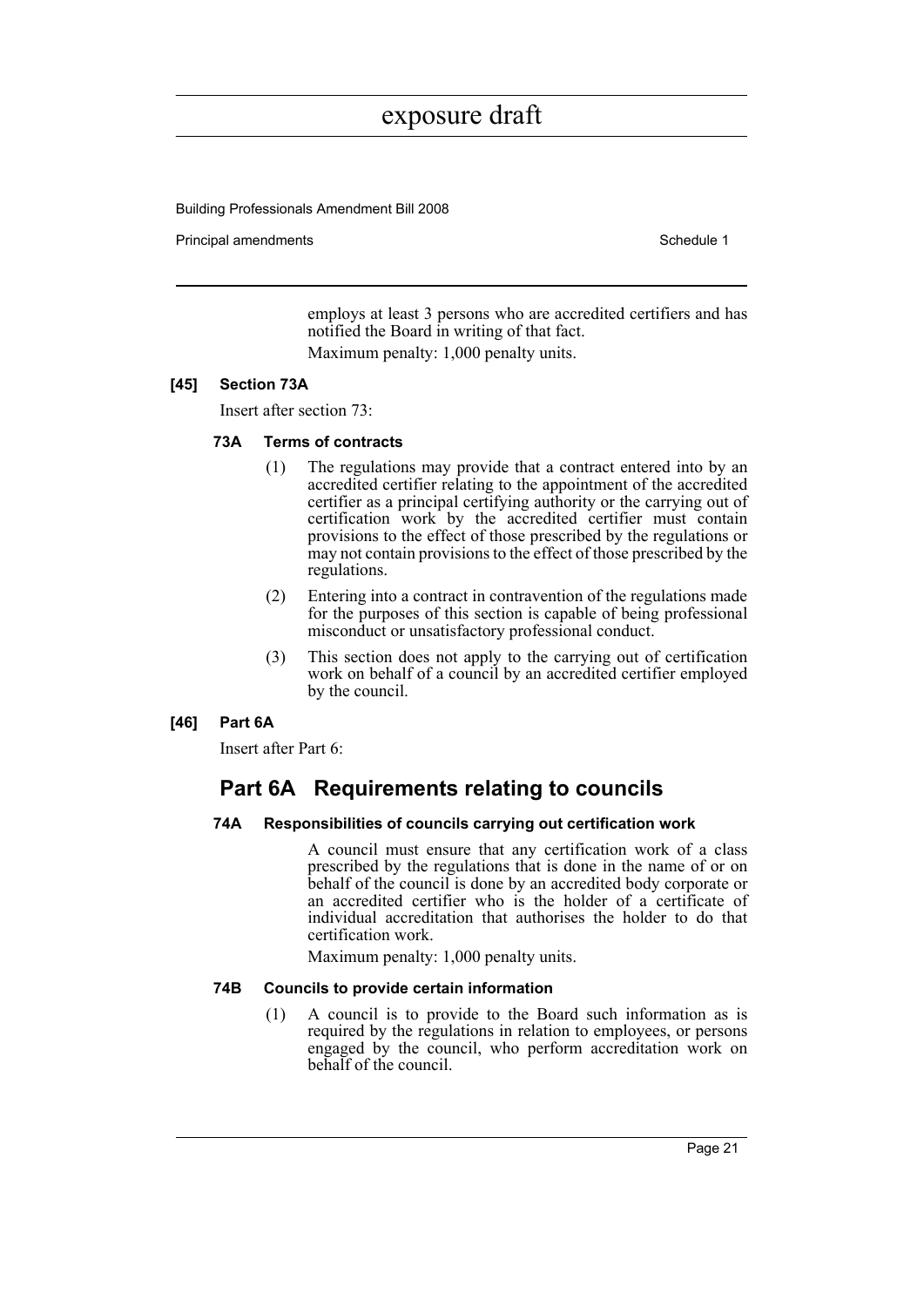employs at least 3 persons who are accredited certifiers and has notified the Board in writing of that fact.

Maximum penalty: 1,000 penalty units.

**[45] Section 73A**

Insert after section 73:

### 73A Terms of contracts

(1) The regulations may provide that a contract entered into by an accredited certifier relating to the appointment of the accredited certifier as a principal certifying authority or the carrying out of certification work by the accredited certifier must contain provisions to the effect of those prescribed by the regulations or may not contain provisions to the effect of those prescribed by the regulations.

(2) Entering into a contract in contravention of the regulations made for the purposes of this section is capable of being professional misconduct or unsatisfactory professional conduct.

(3) This section does not apply to the carrying out of certification work on behalf of a council by an accredited certifier employed by the council.

**[46] Part 6A**

Insert after Part 6:

## Part 6A Requirements relating to councils

### 74A Responsibilities of councils carrying out certification work

A council must ensure that any certification work of a class prescribed by the regulations that is done in the name of or on behalf of the council is done by an accredited body corporate or an accredited certifier who is the holder of a certificate of individual accreditation that authorises the holder to do that certification work.

Maximum penalty: 1,000 penalty units.

### 74B Councils to provide certain information

(1) A council is to provide to the Board such information as is required by the regulations in relation to employees, or persons engaged by the council, who perform accreditation work on behalf of the council.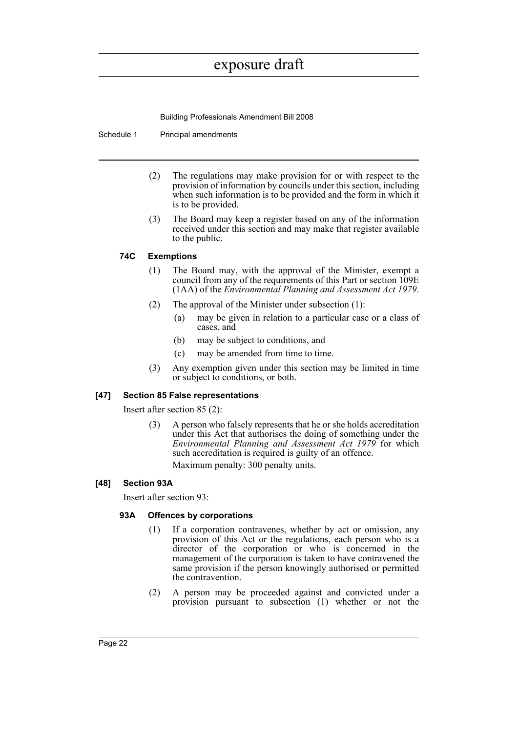(2) The regulations may make provision for or with respect to the provision of information by councils under this section, including when such information is to be provided and the form in which it is to be provided.

(3) The Board may keep a register based on any of the information received under this section and may make that register available to the public.

#### 74C Exemptions

(1) The Board may, with the approval of the Minister, exempt a council from any of the requirements of this Part or section 109E (1AA) of the *Environmental Planning and Assessment Act 1979*.

(2) The approval of the Minister under subsection (1):

(a) may be given in relation to a particular case or a class of cases, and

(b) may be subject to conditions, and

(c) may be amended from time to time.

(3) Any exemption given under this section may be limited in time or subject to conditions, or both.

### [47] Section 85 False representations

Insert after section 85 (2):

(3) A person who falsely represents that he or she holds accreditation under this Act that authorises the doing of something under the *Environmental Planning and Assessment Act 1979* for which such accreditation is required is guilty of an offence.

Maximum penalty: 300 penalty units.

### [48] Section 93A

Insert after section 93:

#### 93A Offences by corporations

(1) If a corporation contravenes, whether by act or omission, any provision of this Act or the regulations, each person who is a director of the corporation or who is concerned in the management of the corporation is taken to have contravened the same provision if the person knowingly authorised or permitted the contravention.

(2) A person may be proceeded against and convicted under a provision pursuant to subsection (1) whether or not the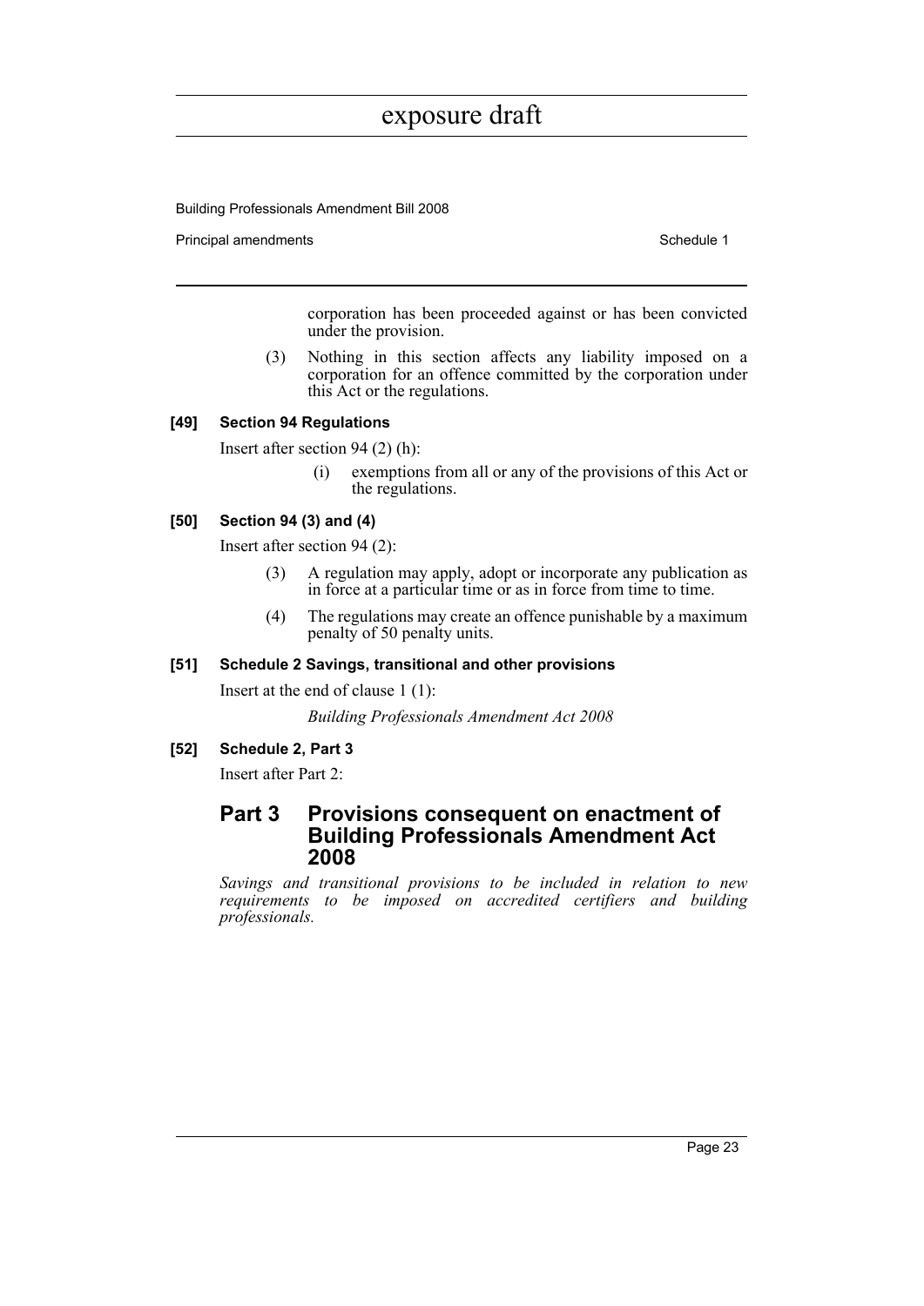corporation has been proceeded against or has been convicted under the provision.

(3) Nothing in this section affects any liability imposed on a corporation for an offence committed by the corporation under this Act or the regulations.

**[49] Section 94 Regulations**

Insert after section 94 (2) (h):

(i) exemptions from all or any of the provisions of this Act or the regulations.

**[50] Section 94 (3) and (4)**

Insert after section 94 (2):

(3) A regulation may apply, adopt or incorporate any publication as in force at a particular time or as in force from time to time.

(4) The regulations may create an offence punishable by a maximum penalty of 50 penalty units.

**[51] Schedule 2 Savings, transitional and other provisions**

Insert at the end of clause 1 (1):

*Building Professionals Amendment Act 2008*

**[52] Schedule 2, Part 3**

Insert after Part 2:

## Part 3 Provisions consequent on enactment of Building Professionals Amendment Act 2008

*Savings and transitional provisions to be included in relation to new requirements to be imposed on accredited certifiers and building professionals.*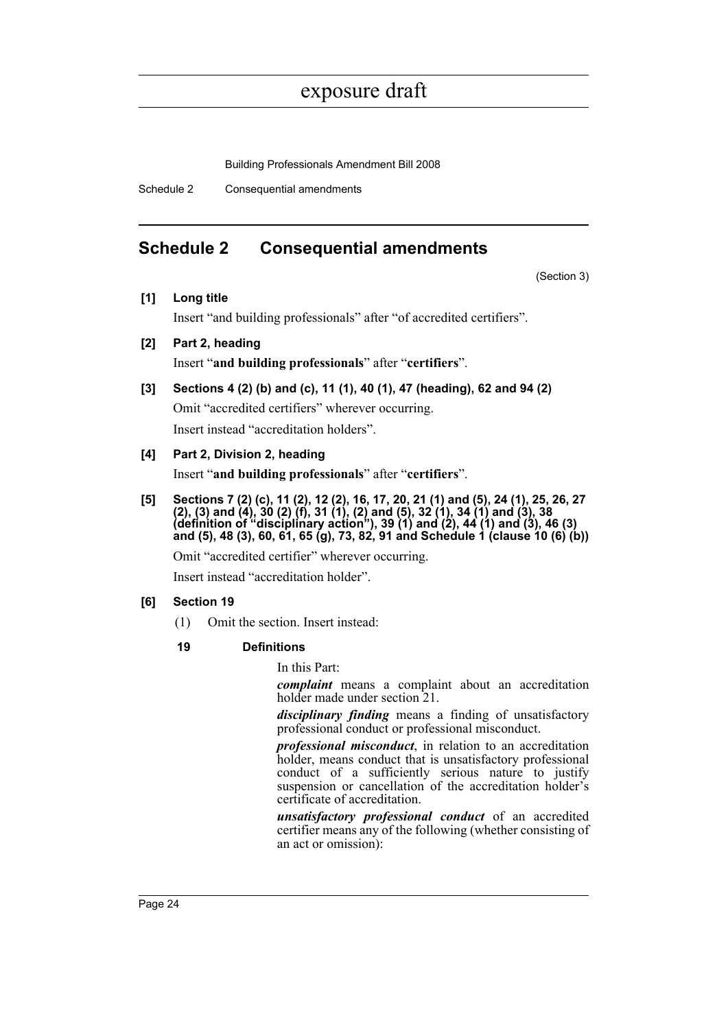## Schedule 2 Consequential amendments

(Section 3)

**[1] Long title**

Insert "and building professionals" after "of accredited certifiers".

**[2] Part 2, heading**

Insert "**and building professionals**" after "**certifiers**".

**[3] Sections 4 (2) (b) and (c), 11 (1), 40 (1), 47 (heading), 62 and 94 (2)**

Omit "accredited certifiers" wherever occurring.

Insert instead "accreditation holders".

**[4] Part 2, Division 2, heading**

Insert "**and building professionals**" after "**certifiers**".

**[5] Sections 7 (2) (c), 11 (2), 12 (2), 16, 17, 20, 21 (1) and (5), 24 (1), 25, 26, 27 (2), (3) and (4), 30 (2) (f), 31 (1), (2) and (5), 32 (1), 34 (1) and (3), 38 (definition of "disciplinary action"), 39 (1) and (2), 44 (1) and (3), 46 (3) and (5), 48 (3), 60, 61, 65 (g), 73, 82, 91 and Schedule 1 (clause 10 (6) (b))**

Omit "accredited certifier" wherever occurring.

Insert instead "accreditation holder".

**[6] Section 19**

(1) Omit the section. Insert instead:

**19 Definitions**

In this Part:

***complaint*** means a complaint about an accreditation holder made under section 21.

***disciplinary finding*** means a finding of unsatisfactory professional conduct or professional misconduct.

***professional misconduct***, in relation to an accreditation holder, means conduct that is unsatisfactory professional conduct of a sufficiently serious nature to justify suspension or cancellation of the accreditation holder's certificate of accreditation.

***unsatisfactory professional conduct*** of an accredited certifier means any of the following (whether consisting of an act or omission):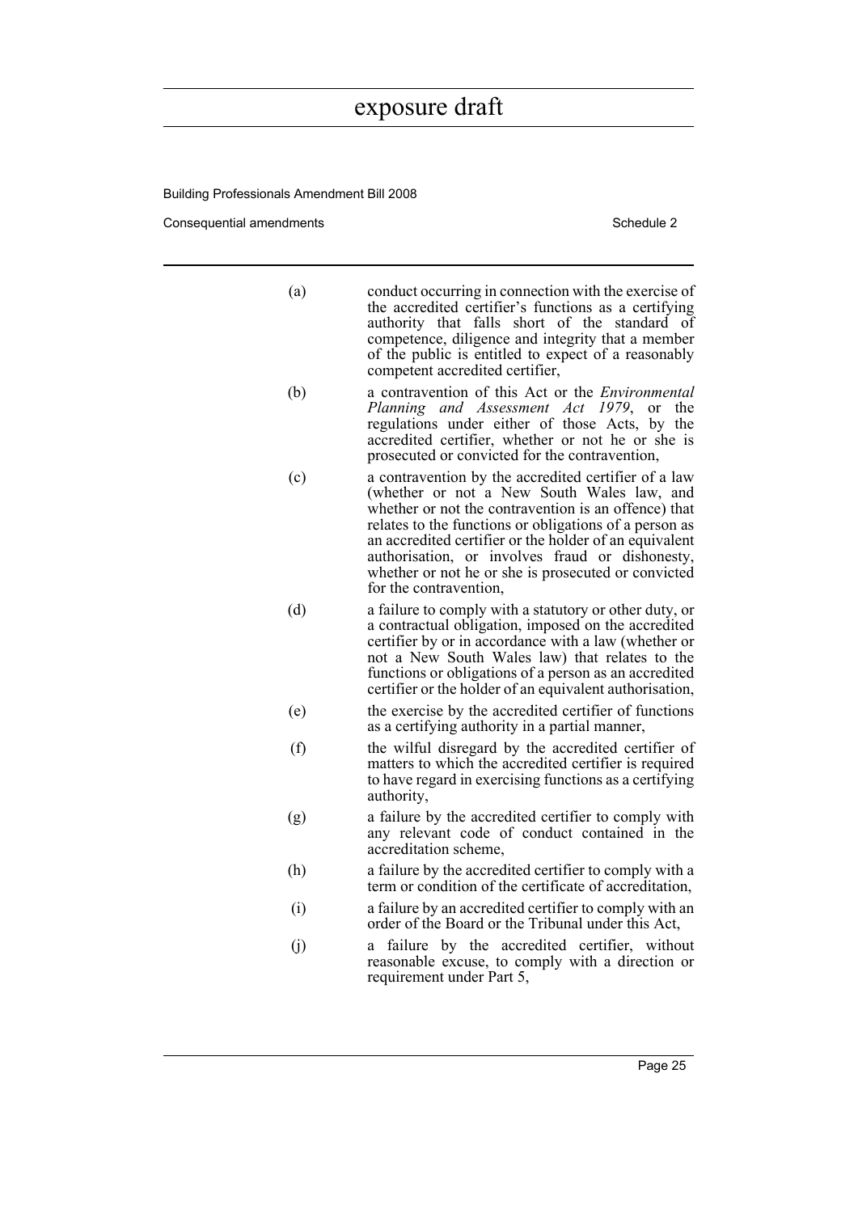(a) conduct occurring in connection with the exercise of the accredited certifier's functions as a certifying authority that falls short of the standard of competence, diligence and integrity that a member of the public is entitled to expect of a reasonably competent accredited certifier,

(b) a contravention of this Act or the *Environmental Planning and Assessment Act 1979*, or the regulations under either of those Acts, by the accredited certifier, whether or not he or she is prosecuted or convicted for the contravention,

(c) a contravention by the accredited certifier of a law (whether or not a New South Wales law, and whether or not the contravention is an offence) that relates to the functions or obligations of a person as an accredited certifier or the holder of an equivalent authorisation, or involves fraud or dishonesty, whether or not he or she is prosecuted or convicted for the contravention,

(d) a failure to comply with a statutory or other duty, or a contractual obligation, imposed on the accredited certifier by or in accordance with a law (whether or not a New South Wales law) that relates to the functions or obligations of a person as an accredited certifier or the holder of an equivalent authorisation,

(e) the exercise by the accredited certifier of functions as a certifying authority in a partial manner,

(f) the wilful disregard by the accredited certifier of matters to which the accredited certifier is required to have regard in exercising functions as a certifying authority,

(g) a failure by the accredited certifier to comply with any relevant code of conduct contained in the accreditation scheme,

(h) a failure by the accredited certifier to comply with a term or condition of the certificate of accreditation,

(i) a failure by an accredited certifier to comply with an order of the Board or the Tribunal under this Act,

(j) a failure by the accredited certifier, without reasonable excuse, to comply with a direction or requirement under Part 5,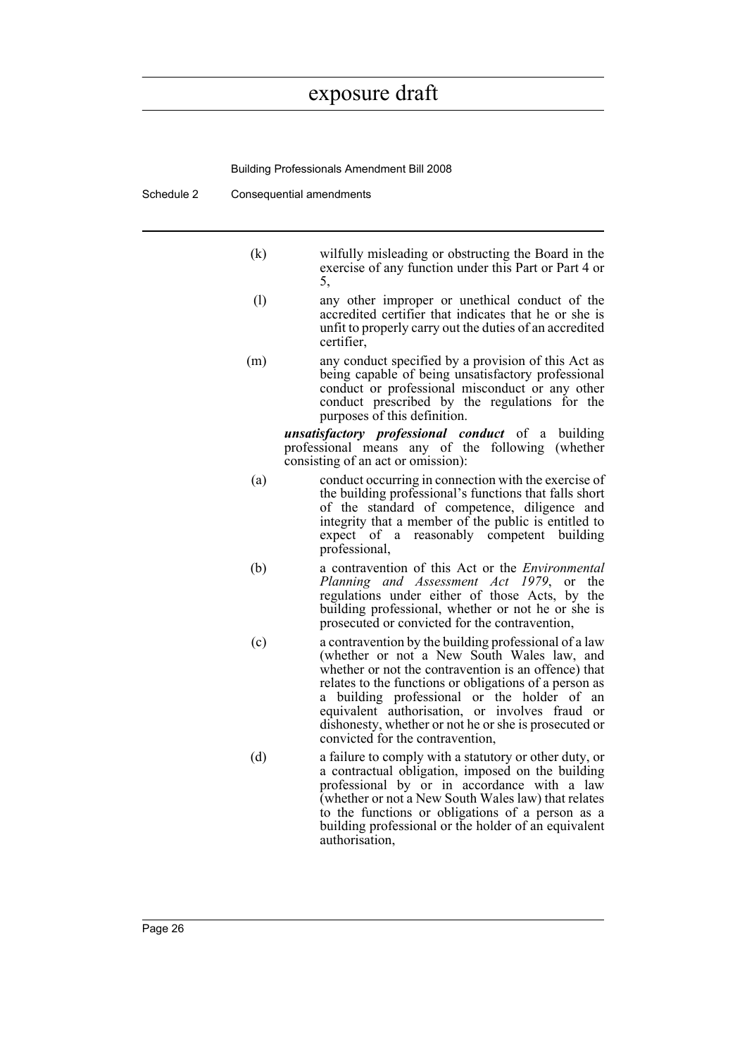(k) wilfully misleading or obstructing the Board in the exercise of any function under this Part or Part 4 or 5,

(l) any other improper or unethical conduct of the accredited certifier that indicates that he or she is unfit to properly carry out the duties of an accredited certifier,

(m) any conduct specified by a provision of this Act as being capable of being unsatisfactory professional conduct or professional misconduct or any other conduct prescribed by the regulations for the purposes of this definition.

***unsatisfactory professional conduct*** of a building professional means any of the following (whether consisting of an act or omission):

(a) conduct occurring in connection with the exercise of the building professional's functions that falls short of the standard of competence, diligence and integrity that a member of the public is entitled to expect of a reasonably competent building professional,

(b) a contravention of this Act or the *Environmental Planning and Assessment Act 1979*, or the regulations under either of those Acts, by the building professional, whether or not he or she is prosecuted or convicted for the contravention,

(c) a contravention by the building professional of a law (whether or not a New South Wales law, and whether or not the contravention is an offence) that relates to the functions or obligations of a person as a building professional or the holder of an equivalent authorisation, or involves fraud or dishonesty, whether or not he or she is prosecuted or convicted for the contravention,

(d) a failure to comply with a statutory or other duty, or a contractual obligation, imposed on the building professional by or in accordance with a law (whether or not a New South Wales law) that relates to the functions or obligations of a person as a building professional or the holder of an equivalent authorisation,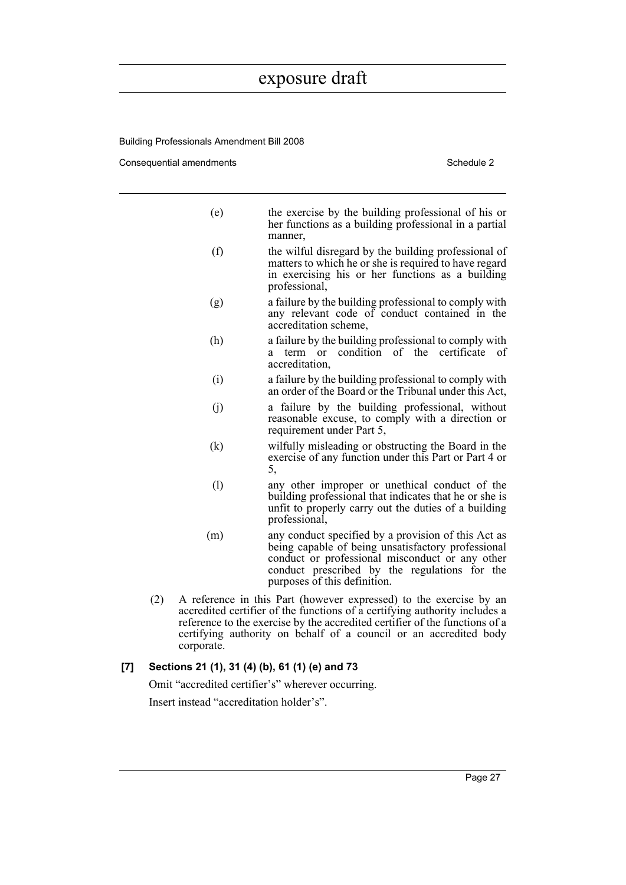(e) the exercise by the building professional of his or her functions as a building professional in a partial manner,

(f) the wilful disregard by the building professional of matters to which he or she is required to have regard in exercising his or her functions as a building professional,

(g) a failure by the building professional to comply with any relevant code of conduct contained in the accreditation scheme,

(h) a failure by the building professional to comply with a term or condition of the certificate of accreditation,

(i) a failure by the building professional to comply with an order of the Board or the Tribunal under this Act,

(j) a failure by the building professional, without reasonable excuse, to comply with a direction or requirement under Part 5,

(k) wilfully misleading or obstructing the Board in the exercise of any function under this Part or Part 4 or 5,

(l) any other improper or unethical conduct of the building professional that indicates that he or she is unfit to properly carry out the duties of a building professional,

(m) any conduct specified by a provision of this Act as being capable of being unsatisfactory professional conduct or professional misconduct or any other conduct prescribed by the regulations for the purposes of this definition.

(2) A reference in this Part (however expressed) to the exercise by an accredited certifier of the functions of a certifying authority includes a reference to the exercise by the accredited certifier of the functions of a certifying authority on behalf of a council or an accredited body corporate.

**[7] Sections 21 (1), 31 (4) (b), 61 (1) (e) and 73**

Omit "accredited certifier's" wherever occurring.

Insert instead "accreditation holder's".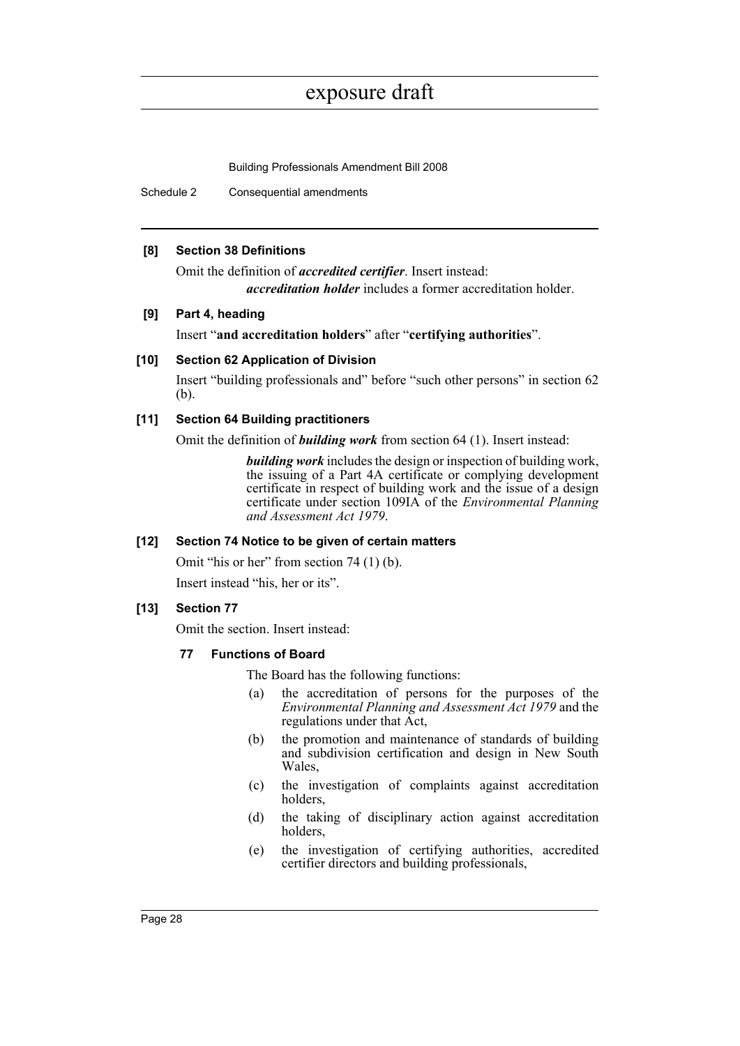**[8] Section 38 Definitions**

Omit the definition of ***accredited certifier***. Insert instead:

> ***accreditation holder*** includes a former accreditation holder.

**[9] Part 4, heading**

Insert "**and accreditation holders**" after "**certifying authorities**".

**[10] Section 62 Application of Division**

Insert "building professionals and" before "such other persons" in section 62 (b).

**[11] Section 64 Building practitioners**

Omit the definition of ***building work*** from section 64 (1). Insert instead:

> ***building work*** includes the design or inspection of building work, the issuing of a Part 4A certificate or complying development certificate in respect of building work and the issue of a design certificate under section 109IA of the *Environmental Planning and Assessment Act 1979*.

**[12] Section 74 Notice to be given of certain matters**

Omit "his or her" from section 74 (1) (b).

Insert instead "his, her or its".

**[13] Section 77**

Omit the section. Insert instead:

**77 Functions of Board**

The Board has the following functions:

(a) the accreditation of persons for the purposes of the *Environmental Planning and Assessment Act 1979* and the regulations under that Act,

(b) the promotion and maintenance of standards of building and subdivision certification and design in New South Wales,

(c) the investigation of complaints against accreditation holders,

(d) the taking of disciplinary action against accreditation holders,

(e) the investigation of certifying authorities, accredited certifier directors and building professionals,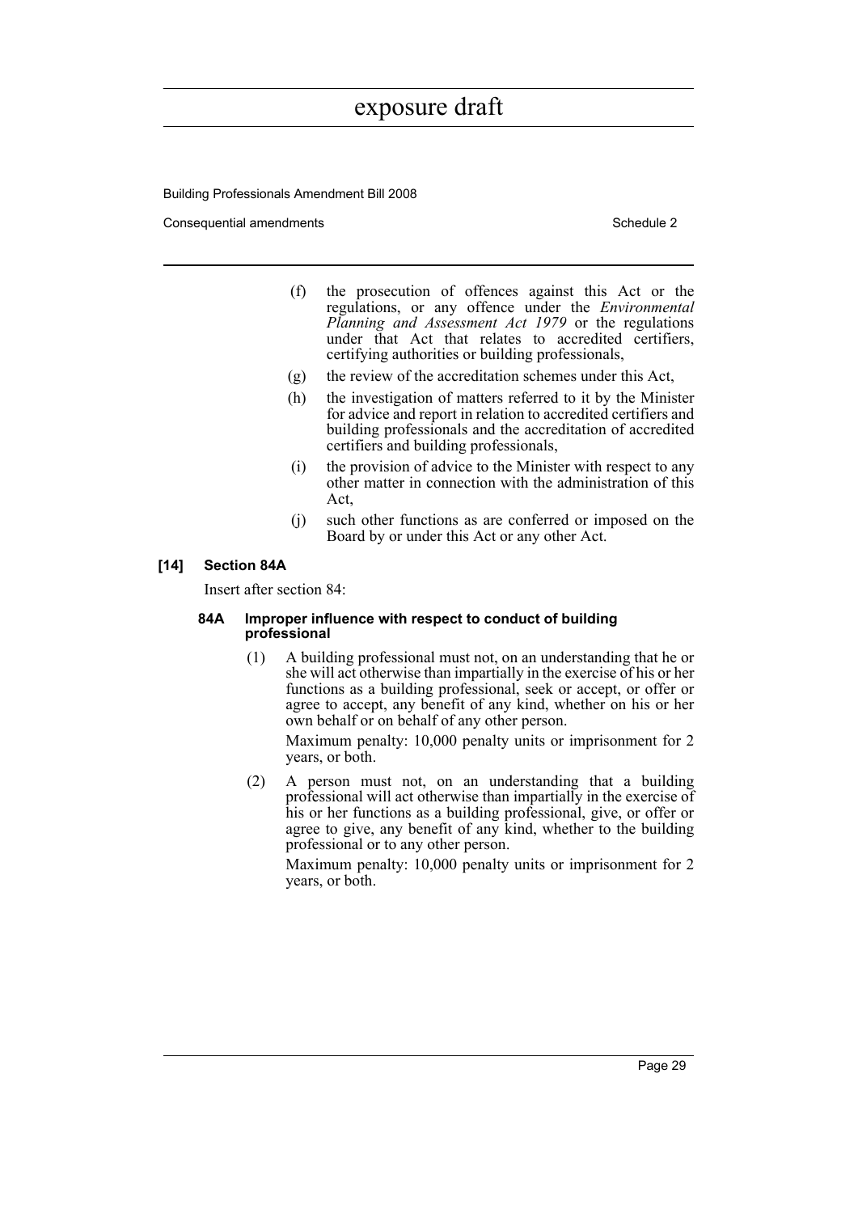(f) the prosecution of offences against this Act or the regulations, or any offence under the *Environmental Planning and Assessment Act 1979* or the regulations under that Act that relates to accredited certifiers, certifying authorities or building professionals,

(g) the review of the accreditation schemes under this Act,

(h) the investigation of matters referred to it by the Minister for advice and report in relation to accredited certifiers and building professionals and the accreditation of accredited certifiers and building professionals,

(i) the provision of advice to the Minister with respect to any other matter in connection with the administration of this Act,

(j) such other functions as are conferred or imposed on the Board by or under this Act or any other Act.

**[14] Section 84A**

Insert after section 84:

**84A Improper influence with respect to conduct of building professional**

(1) A building professional must not, on an understanding that he or she will act otherwise than impartially in the exercise of his or her functions as a building professional, seek or accept, or offer or agree to accept, any benefit of any kind, whether on his or her own behalf or on behalf of any other person.

Maximum penalty: 10,000 penalty units or imprisonment for 2 years, or both.

(2) A person must not, on an understanding that a building professional will act otherwise than impartially in the exercise of his or her functions as a building professional, give, or offer or agree to give, any benefit of any kind, whether to the building professional or to any other person.

Maximum penalty: 10,000 penalty units or imprisonment for 2 years, or both.